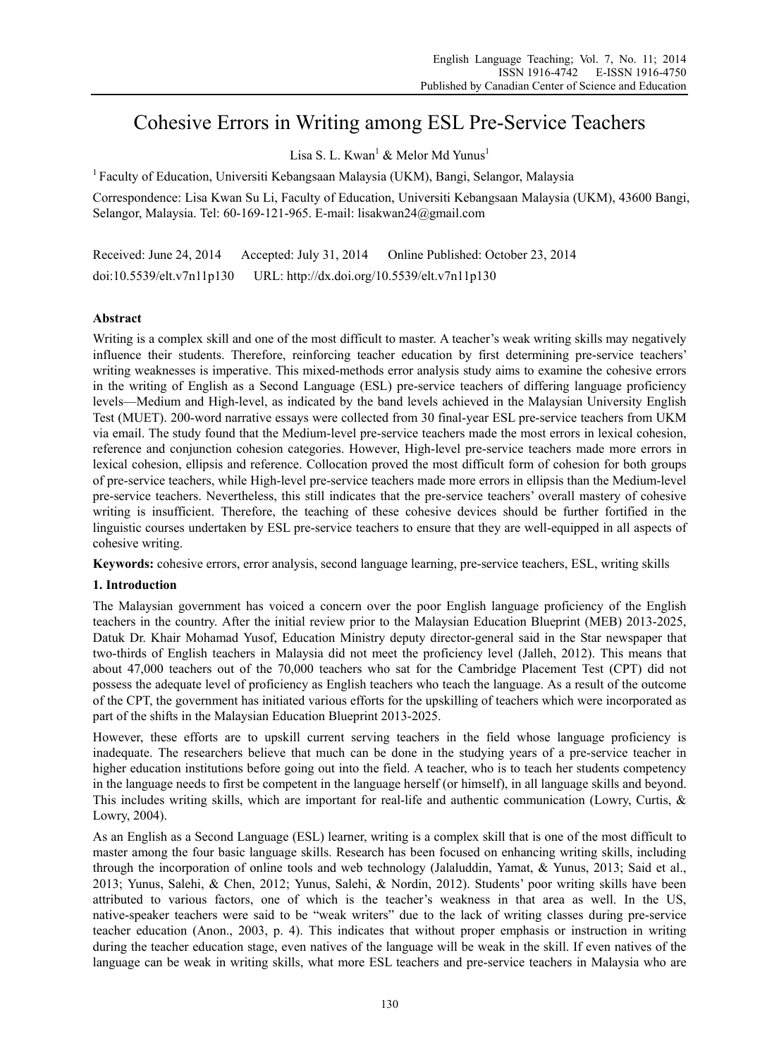# Cohesive Errors in Writing among ESL Pre-Service Teachers

Lisa S. L. Kwan[1] & Melor Md Yunus[1]

[1] Faculty of Education, Universiti Kebangsaan Malaysia (UKM), Bangi, Selangor, Malaysia

Correspondence: Lisa Kwan Su Li, Faculty of Education, Universiti Kebangsaan Malaysia (UKM), 43600 Bangi, Selangor, Malaysia. Tel: 60-169-121-965. E-mail: lisakwan24@gmail.com

Received: June 24, 2014 Accepted: July 31, 2014 Online Published: October 23, 2014

doi:10.5539/elt.v7n11p130 URL: http://dx.doi.org/10.5539/elt.v7n11p130

## Abstract

Writing is a complex skill and one of the most difficult to master. A teacher's weak writing skills may negatively influence their students. Therefore, reinforcing teacher education by first determining pre-service teachers' writing weaknesses is imperative. This mixed-methods error analysis study aims to examine the cohesive errors in the writing of English as a Second Language (ESL) pre-service teachers of differing language proficiency levels—Medium and High-level, as indicated by the band levels achieved in the Malaysian University English Test (MUET). 200-word narrative essays were collected from 30 final-year ESL pre-service teachers from UKM via email. The study found that the Medium-level pre-service teachers made the most errors in lexical cohesion, reference and conjunction cohesion categories. However, High-level pre-service teachers made more errors in lexical cohesion, ellipsis and reference. Collocation proved the most difficult form of cohesion for both groups of pre-service teachers, while High-level pre-service teachers made more errors in ellipsis than the Medium-level pre-service teachers. Nevertheless, this still indicates that the pre-service teachers' overall mastery of cohesive writing is insufficient. Therefore, the teaching of these cohesive devices should be further fortified in the linguistic courses undertaken by ESL pre-service teachers to ensure that they are well-equipped in all aspects of cohesive writing.

**Keywords:** cohesive errors, error analysis, second language learning, pre-service teachers, ESL, writing skills

## 1. Introduction

The Malaysian government has voiced a concern over the poor English language proficiency of the English teachers in the country. After the initial review prior to the Malaysian Education Blueprint (MEB) 2013-2025, Datuk Dr. Khair Mohamad Yusof, Education Ministry deputy director-general said in the Star newspaper that two-thirds of English teachers in Malaysia did not meet the proficiency level (Jalleh, 2012). This means that about 47,000 teachers out of the 70,000 teachers who sat for the Cambridge Placement Test (CPT) did not possess the adequate level of proficiency as English teachers who teach the language. As a result of the outcome of the CPT, the government has initiated various efforts for the upskilling of teachers which were incorporated as part of the shifts in the Malaysian Education Blueprint 2013-2025.

However, these efforts are to upskill current serving teachers in the field whose language proficiency is inadequate. The researchers believe that much can be done in the studying years of a pre-service teacher in higher education institutions before going out into the field. A teacher, who is to teach her students competency in the language needs to first be competent in the language herself (or himself), in all language skills and beyond. This includes writing skills, which are important for real-life and authentic communication (Lowry, Curtis, & Lowry, 2004).

As an English as a Second Language (ESL) learner, writing is a complex skill that is one of the most difficult to master among the four basic language skills. Research has been focused on enhancing writing skills, including through the incorporation of online tools and web technology (Jalaluddin, Yamat, & Yunus, 2013; Said et al., 2013; Yunus, Salehi, & Chen, 2012; Yunus, Salehi, & Nordin, 2012). Students' poor writing skills have been attributed to various factors, one of which is the teacher's weakness in that area as well. In the US, native-speaker teachers were said to be "weak writers" due to the lack of writing classes during pre-service teacher education (Anon., 2003, p. 4). This indicates that without proper emphasis or instruction in writing during the teacher education stage, even natives of the language will be weak in the skill. If even natives of the language can be weak in writing skills, what more ESL teachers and pre-service teachers in Malaysia who are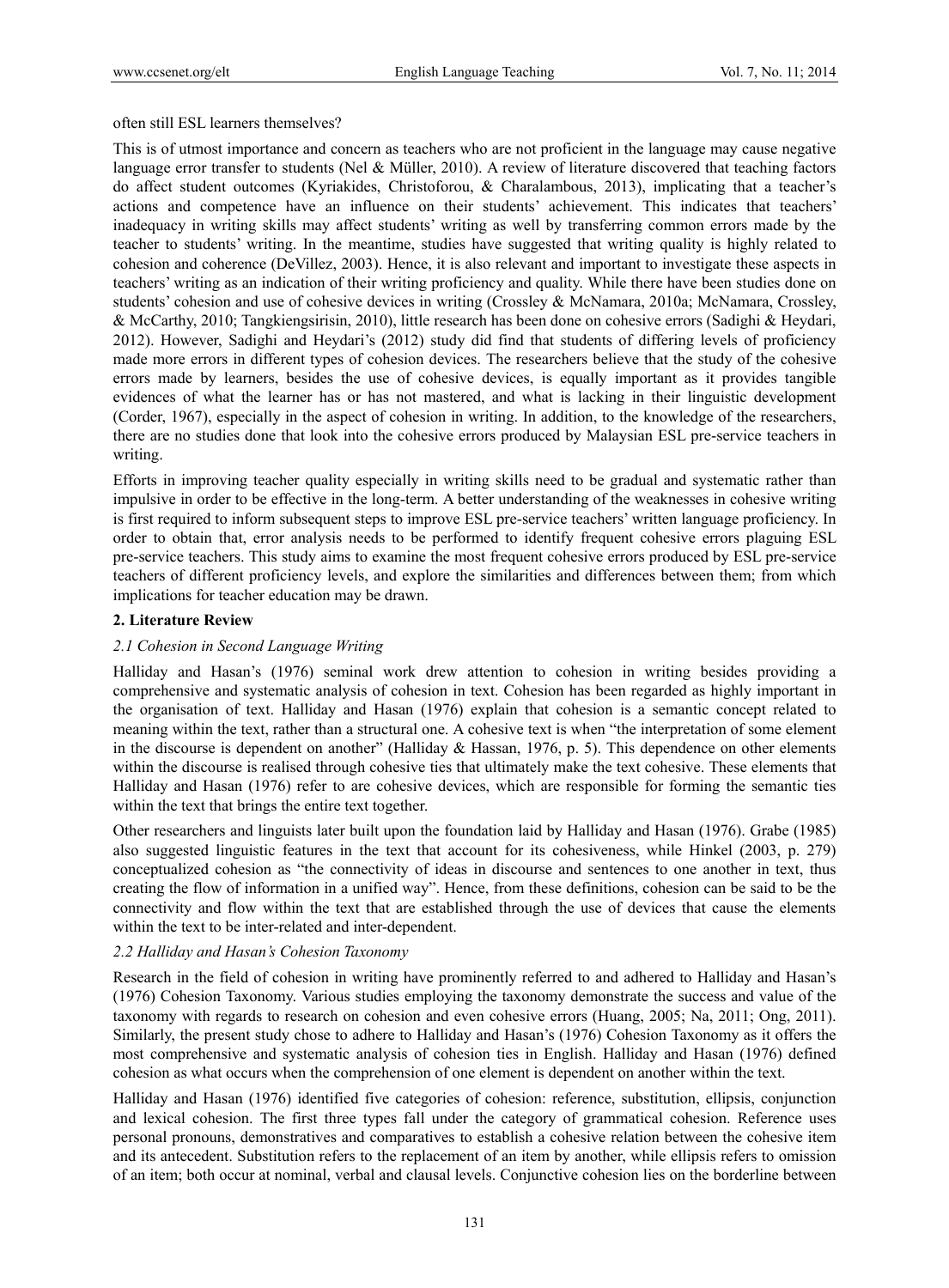often still ESL learners themselves?

This is of utmost importance and concern as teachers who are not proficient in the language may cause negative language error transfer to students (Nel & Müller, 2010). A review of literature discovered that teaching factors do affect student outcomes (Kyriakides, Christoforou, & Charalambous, 2013), implicating that a teacher's actions and competence have an influence on their students' achievement. This indicates that teachers' inadequacy in writing skills may affect students' writing as well by transferring common errors made by the teacher to students' writing. In the meantime, studies have suggested that writing quality is highly related to cohesion and coherence (DeVillez, 2003). Hence, it is also relevant and important to investigate these aspects in teachers' writing as an indication of their writing proficiency and quality. While there have been studies done on students' cohesion and use of cohesive devices in writing (Crossley & McNamara, 2010a; McNamara, Crossley, & McCarthy, 2010; Tangkiengsirisin, 2010), little research has been done on cohesive errors (Sadighi & Heydari, 2012). However, Sadighi and Heydari's (2012) study did find that students of differing levels of proficiency made more errors in different types of cohesion devices. The researchers believe that the study of the cohesive errors made by learners, besides the use of cohesive devices, is equally important as it provides tangible evidences of what the learner has or has not mastered, and what is lacking in their linguistic development (Corder, 1967), especially in the aspect of cohesion in writing. In addition, to the knowledge of the researchers, there are no studies done that look into the cohesive errors produced by Malaysian ESL pre-service teachers in writing.

Efforts in improving teacher quality especially in writing skills need to be gradual and systematic rather than impulsive in order to be effective in the long-term. A better understanding of the weaknesses in cohesive writing is first required to inform subsequent steps to improve ESL pre-service teachers' written language proficiency. In order to obtain that, error analysis needs to be performed to identify frequent cohesive errors plaguing ESL pre-service teachers. This study aims to examine the most frequent cohesive errors produced by ESL pre-service teachers of different proficiency levels, and explore the similarities and differences between them; from which implications for teacher education may be drawn.

## 2. Literature Review

### *2.1 Cohesion in Second Language Writing*

Halliday and Hasan's (1976) seminal work drew attention to cohesion in writing besides providing a comprehensive and systematic analysis of cohesion in text. Cohesion has been regarded as highly important in the organisation of text. Halliday and Hasan (1976) explain that cohesion is a semantic concept related to meaning within the text, rather than a structural one. A cohesive text is when "the interpretation of some element in the discourse is dependent on another" (Halliday & Hassan, 1976, p. 5). This dependence on other elements within the discourse is realised through cohesive ties that ultimately make the text cohesive. These elements that Halliday and Hasan (1976) refer to are cohesive devices, which are responsible for forming the semantic ties within the text that brings the entire text together.

Other researchers and linguists later built upon the foundation laid by Halliday and Hasan (1976). Grabe (1985) also suggested linguistic features in the text that account for its cohesiveness, while Hinkel (2003, p. 279) conceptualized cohesion as "the connectivity of ideas in discourse and sentences to one another in text, thus creating the flow of information in a unified way". Hence, from these definitions, cohesion can be said to be the connectivity and flow within the text that are established through the use of devices that cause the elements within the text to be inter-related and inter-dependent.

### *2.2 Halliday and Hasan's Cohesion Taxonomy*

Research in the field of cohesion in writing have prominently referred to and adhered to Halliday and Hasan's (1976) Cohesion Taxonomy. Various studies employing the taxonomy demonstrate the success and value of the taxonomy with regards to research on cohesion and even cohesive errors (Huang, 2005; Na, 2011; Ong, 2011). Similarly, the present study chose to adhere to Halliday and Hasan's (1976) Cohesion Taxonomy as it offers the most comprehensive and systematic analysis of cohesion ties in English. Halliday and Hasan (1976) defined cohesion as what occurs when the comprehension of one element is dependent on another within the text.

Halliday and Hasan (1976) identified five categories of cohesion: reference, substitution, ellipsis, conjunction and lexical cohesion. The first three types fall under the category of grammatical cohesion. Reference uses personal pronouns, demonstratives and comparatives to establish a cohesive relation between the cohesive item and its antecedent. Substitution refers to the replacement of an item by another, while ellipsis refers to omission of an item; both occur at nominal, verbal and clausal levels. Conjunctive cohesion lies on the borderline between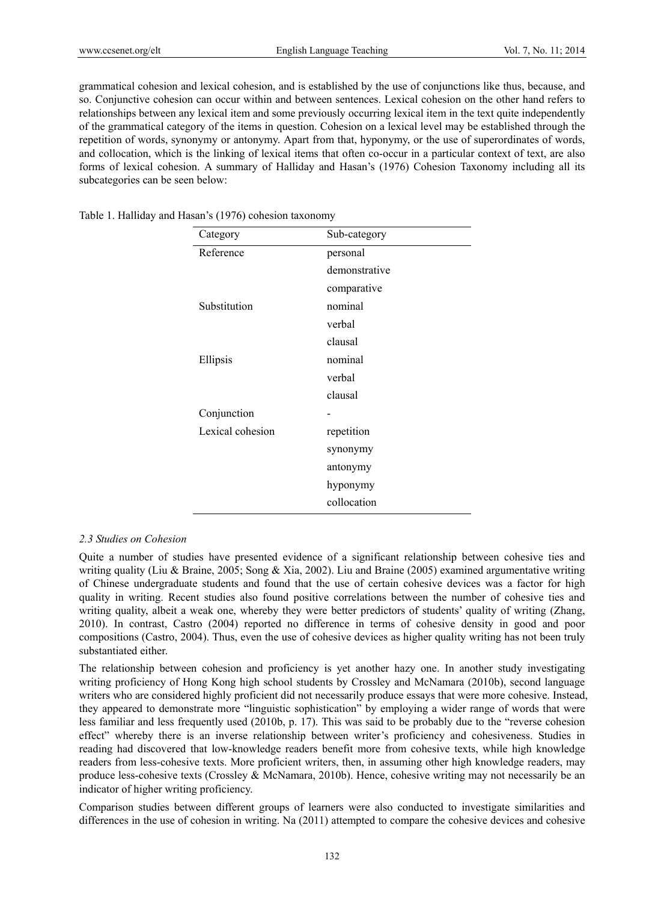grammatical cohesion and lexical cohesion, and is established by the use of conjunctions like thus, because, and so. Conjunctive cohesion can occur within and between sentences. Lexical cohesion on the other hand refers to relationships between any lexical item and some previously occurring lexical item in the text quite independently of the grammatical category of the items in question. Cohesion on a lexical level may be established through the repetition of words, synonymy or antonymy. Apart from that, hyponymy, or the use of superordinates of words, and collocation, which is the linking of lexical items that often co-occur in a particular context of text, are also forms of lexical cohesion. A summary of Halliday and Hasan's (1976) Cohesion Taxonomy including all its subcategories can be seen below:

Table 1. Halliday and Hasan's (1976) cohesion taxonomy

| Category | Sub-category |
|---|---|
| Reference | personal |
| | demonstrative |
| | comparative |
| Substitution | nominal |
| | verbal |
| | clausal |
| Ellipsis | nominal |
| | verbal |
| | clausal |
| Conjunction | - |
| Lexical cohesion | repetition |
| | synonymy |
| | antonymy |
| | hyponymy |
| | collocation |

### *2.3 Studies on Cohesion*

Quite a number of studies have presented evidence of a significant relationship between cohesive ties and writing quality (Liu & Braine, 2005; Song & Xia, 2002). Liu and Braine (2005) examined argumentative writing of Chinese undergraduate students and found that the use of certain cohesive devices was a factor for high quality in writing. Recent studies also found positive correlations between the number of cohesive ties and writing quality, albeit a weak one, whereby they were better predictors of students' quality of writing (Zhang, 2010). In contrast, Castro (2004) reported no difference in terms of cohesive density in good and poor compositions (Castro, 2004). Thus, even the use of cohesive devices as higher quality writing has not been truly substantiated either.

The relationship between cohesion and proficiency is yet another hazy one. In another study investigating writing proficiency of Hong Kong high school students by Crossley and McNamara (2010b), second language writers who are considered highly proficient did not necessarily produce essays that were more cohesive. Instead, they appeared to demonstrate more "linguistic sophistication" by employing a wider range of words that were less familiar and less frequently used (2010b, p. 17). This was said to be probably due to the "reverse cohesion effect" whereby there is an inverse relationship between writer's proficiency and cohesiveness. Studies in reading had discovered that low-knowledge readers benefit more from cohesive texts, while high knowledge readers from less-cohesive texts. More proficient writers, then, in assuming other high knowledge readers, may produce less-cohesive texts (Crossley & McNamara, 2010b). Hence, cohesive writing may not necessarily be an indicator of higher writing proficiency.

Comparison studies between different groups of learners were also conducted to investigate similarities and differences in the use of cohesion in writing. Na (2011) attempted to compare the cohesive devices and cohesive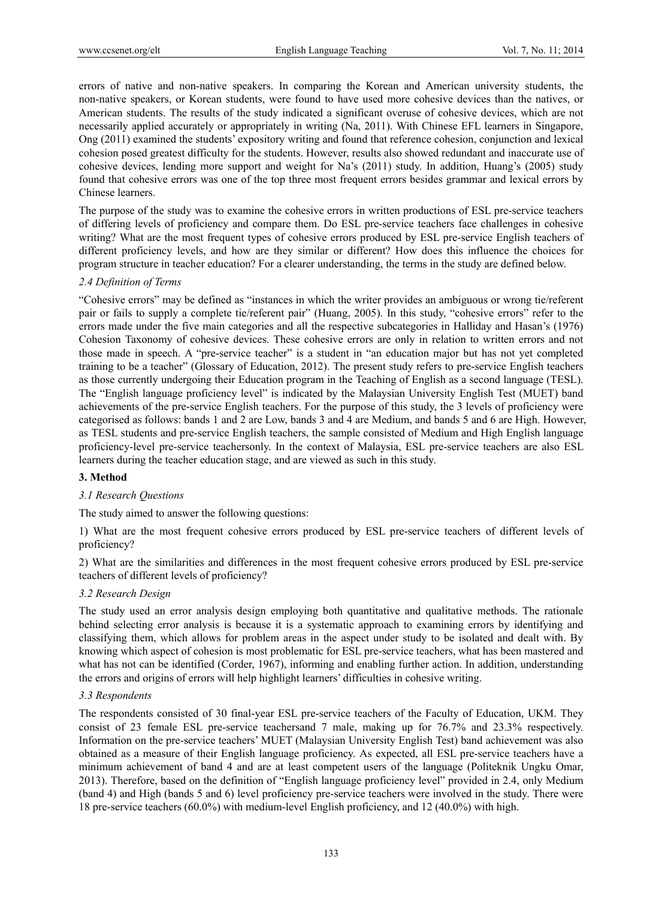errors of native and non-native speakers. In comparing the Korean and American university students, the non-native speakers, or Korean students, were found to have used more cohesive devices than the natives, or American students. The results of the study indicated a significant overuse of cohesive devices, which are not necessarily applied accurately or appropriately in writing (Na, 2011). With Chinese EFL learners in Singapore, Ong (2011) examined the students' expository writing and found that reference cohesion, conjunction and lexical cohesion posed greatest difficulty for the students. However, results also showed redundant and inaccurate use of cohesive devices, lending more support and weight for Na's (2011) study. In addition, Huang's (2005) study found that cohesive errors was one of the top three most frequent errors besides grammar and lexical errors by Chinese learners.

The purpose of the study was to examine the cohesive errors in written productions of ESL pre-service teachers of differing levels of proficiency and compare them. Do ESL pre-service teachers face challenges in cohesive writing? What are the most frequent types of cohesive errors produced by ESL pre-service English teachers of different proficiency levels, and how are they similar or different? How does this influence the choices for program structure in teacher education? For a clearer understanding, the terms in the study are defined below.

### *2.4 Definition of Terms*

"Cohesive errors" may be defined as "instances in which the writer provides an ambiguous or wrong tie/referent pair or fails to supply a complete tie/referent pair" (Huang, 2005). In this study, "cohesive errors" refer to the errors made under the five main categories and all the respective subcategories in Halliday and Hasan's (1976) Cohesion Taxonomy of cohesive devices. These cohesive errors are only in relation to written errors and not those made in speech. A "pre-service teacher" is a student in "an education major but has not yet completed training to be a teacher" (Glossary of Education, 2012). The present study refers to pre-service English teachers as those currently undergoing their Education program in the Teaching of English as a second language (TESL). The "English language proficiency level" is indicated by the Malaysian University English Test (MUET) band achievements of the pre-service English teachers. For the purpose of this study, the 3 levels of proficiency were categorised as follows: bands 1 and 2 are Low, bands 3 and 4 are Medium, and bands 5 and 6 are High. However, as TESL students and pre-service English teachers, the sample consisted of Medium and High English language proficiency-level pre-service teachersonly. In the context of Malaysia, ESL pre-service teachers are also ESL learners during the teacher education stage, and are viewed as such in this study.

## **3. Method**

### *3.1 Research Questions*

The study aimed to answer the following questions:

1) What are the most frequent cohesive errors produced by ESL pre-service teachers of different levels of proficiency?

2) What are the similarities and differences in the most frequent cohesive errors produced by ESL pre-service teachers of different levels of proficiency?

### *3.2 Research Design*

The study used an error analysis design employing both quantitative and qualitative methods. The rationale behind selecting error analysis is because it is a systematic approach to examining errors by identifying and classifying them, which allows for problem areas in the aspect under study to be isolated and dealt with. By knowing which aspect of cohesion is most problematic for ESL pre-service teachers, what has been mastered and what has not can be identified (Corder, 1967), informing and enabling further action. In addition, understanding the errors and origins of errors will help highlight learners' difficulties in cohesive writing.

### *3.3 Respondents*

The respondents consisted of 30 final-year ESL pre-service teachers of the Faculty of Education, UKM. They consist of 23 female ESL pre-service teachersand 7 male, making up for 76.7% and 23.3% respectively. Information on the pre-service teachers' MUET (Malaysian University English Test) band achievement was also obtained as a measure of their English language proficiency. As expected, all ESL pre-service teachers have a minimum achievement of band 4 and are at least competent users of the language (Politeknik Ungku Omar, 2013). Therefore, based on the definition of "English language proficiency level" provided in 2.4, only Medium (band 4) and High (bands 5 and 6) level proficiency pre-service teachers were involved in the study. There were 18 pre-service teachers (60.0%) with medium-level English proficiency, and 12 (40.0%) with high.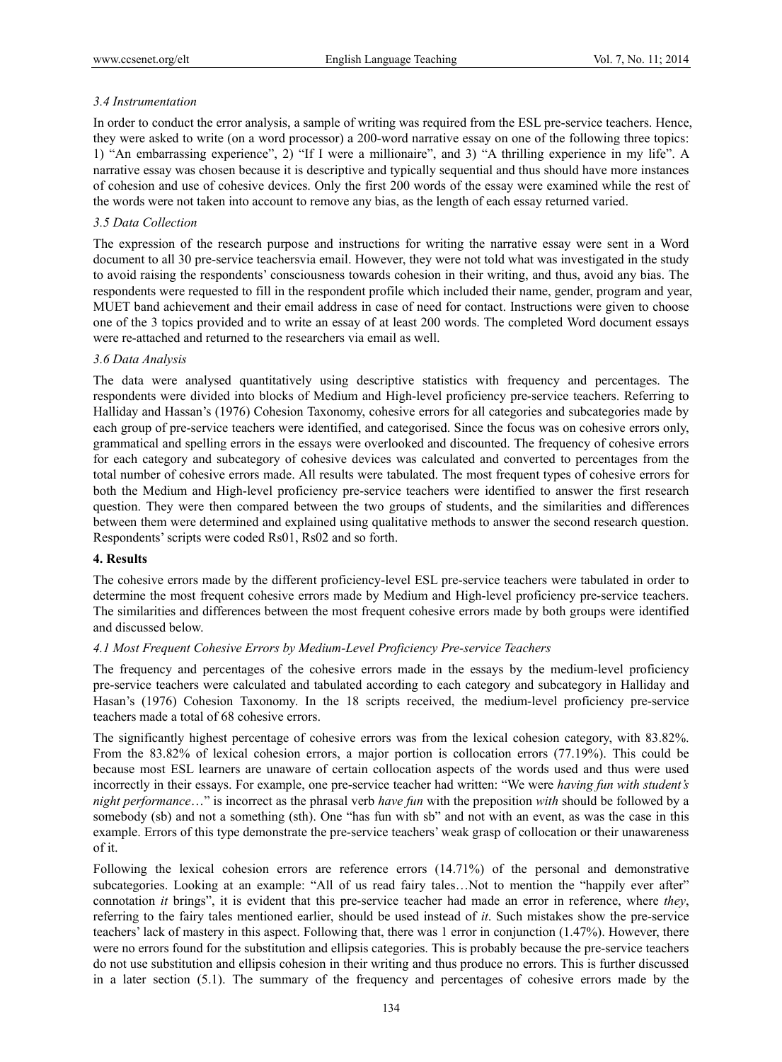### 3.4 Instrumentation

In order to conduct the error analysis, a sample of writing was required from the ESL pre-service teachers. Hence, they were asked to write (on a word processor) a 200-word narrative essay on one of the following three topics: 1) "An embarrassing experience", 2) "If I were a millionaire", and 3) "A thrilling experience in my life". A narrative essay was chosen because it is descriptive and typically sequential and thus should have more instances of cohesion and use of cohesive devices. Only the first 200 words of the essay were examined while the rest of the words were not taken into account to remove any bias, as the length of each essay returned varied.

### 3.5 Data Collection

The expression of the research purpose and instructions for writing the narrative essay were sent in a Word document to all 30 pre-service teachersvia email. However, they were not told what was investigated in the study to avoid raising the respondents' consciousness towards cohesion in their writing, and thus, avoid any bias. The respondents were requested to fill in the respondent profile which included their name, gender, program and year, MUET band achievement and their email address in case of need for contact. Instructions were given to choose one of the 3 topics provided and to write an essay of at least 200 words. The completed Word document essays were re-attached and returned to the researchers via email as well.

### 3.6 Data Analysis

The data were analysed quantitatively using descriptive statistics with frequency and percentages. The respondents were divided into blocks of Medium and High-level proficiency pre-service teachers. Referring to Halliday and Hassan's (1976) Cohesion Taxonomy, cohesive errors for all categories and subcategories made by each group of pre-service teachers were identified, and categorised. Since the focus was on cohesive errors only, grammatical and spelling errors in the essays were overlooked and discounted. The frequency of cohesive errors for each category and subcategory of cohesive devices was calculated and converted to percentages from the total number of cohesive errors made. All results were tabulated. The most frequent types of cohesive errors for both the Medium and High-level proficiency pre-service teachers were identified to answer the first research question. They were then compared between the two groups of students, and the similarities and differences between them were determined and explained using qualitative methods to answer the second research question. Respondents' scripts were coded Rs01, Rs02 and so forth.

## 4. Results

The cohesive errors made by the different proficiency-level ESL pre-service teachers were tabulated in order to determine the most frequent cohesive errors made by Medium and High-level proficiency pre-service teachers. The similarities and differences between the most frequent cohesive errors made by both groups were identified and discussed below.

### 4.1 Most Frequent Cohesive Errors by Medium-Level Proficiency Pre-service Teachers

The frequency and percentages of the cohesive errors made in the essays by the medium-level proficiency pre-service teachers were calculated and tabulated according to each category and subcategory in Halliday and Hasan's (1976) Cohesion Taxonomy. In the 18 scripts received, the medium-level proficiency pre-service teachers made a total of 68 cohesive errors.

The significantly highest percentage of cohesive errors was from the lexical cohesion category, with 83.82%. From the 83.82% of lexical cohesion errors, a major portion is collocation errors (77.19%). This could be because most ESL learners are unaware of certain collocation aspects of the words used and thus were used incorrectly in their essays. For example, one pre-service teacher had written: "We were *having fun with student's night performance*…" is incorrect as the phrasal verb *have fun* with the preposition *with* should be followed by a somebody (sb) and not a something (sth). One "has fun with sb" and not with an event, as was the case in this example. Errors of this type demonstrate the pre-service teachers' weak grasp of collocation or their unawareness of it.

Following the lexical cohesion errors are reference errors (14.71%) of the personal and demonstrative subcategories. Looking at an example: "All of us read fairy tales…Not to mention the "happily ever after" connotation *it* brings", it is evident that this pre-service teacher had made an error in reference, where *they*, referring to the fairy tales mentioned earlier, should be used instead of *it*. Such mistakes show the pre-service teachers' lack of mastery in this aspect. Following that, there was 1 error in conjunction (1.47%). However, there were no errors found for the substitution and ellipsis categories. This is probably because the pre-service teachers do not use substitution and ellipsis cohesion in their writing and thus produce no errors. This is further discussed in a later section (5.1). The summary of the frequency and percentages of cohesive errors made by the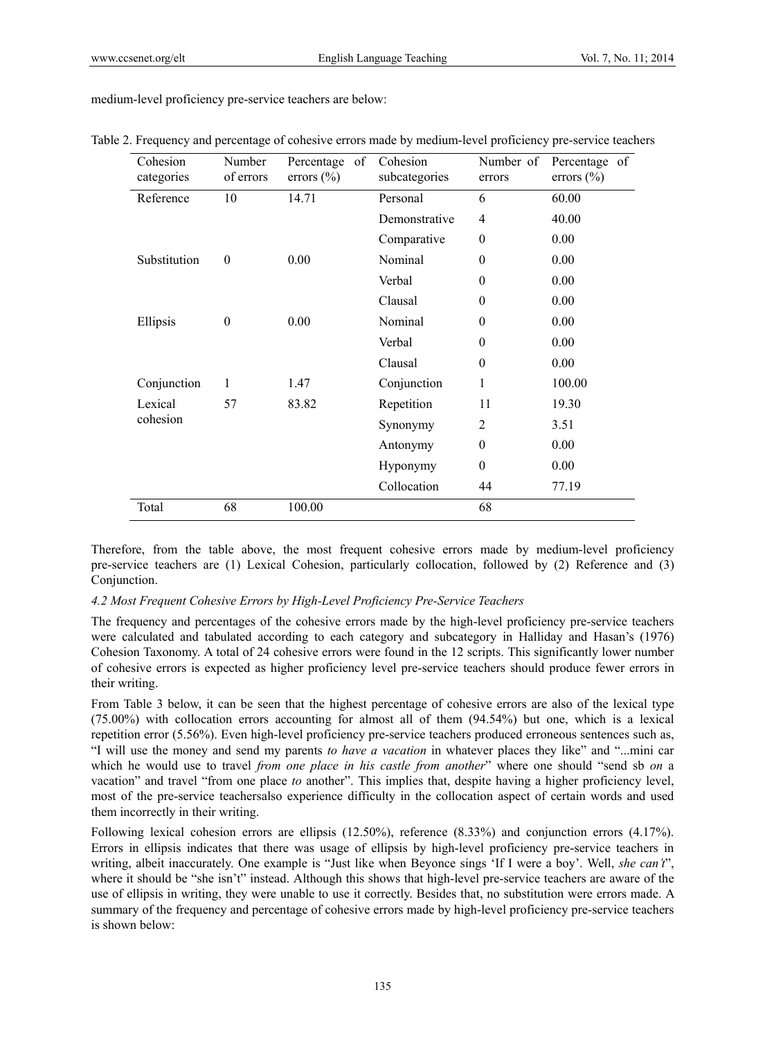medium-level proficiency pre-service teachers are below:

Table 2. Frequency and percentage of cohesive errors made by medium-level proficiency pre-service teachers

| Cohesion categories | Number of errors | Percentage of errors (%) | Cohesion subcategories | Number of errors | Percentage of errors (%) |
|---|---|---|---|---|---|
| Reference | 10 | 14.71 | Personal | 6 | 60.00 |
| | | | Demonstrative | 4 | 40.00 |
| | | | Comparative | 0 | 0.00 |
| Substitution | 0 | 0.00 | Nominal | 0 | 0.00 |
| | | | Verbal | 0 | 0.00 |
| | | | Clausal | 0 | 0.00 |
| Ellipsis | 0 | 0.00 | Nominal | 0 | 0.00 |
| | | | Verbal | 0 | 0.00 |
| | | | Clausal | 0 | 0.00 |
| Conjunction | 1 | 1.47 | Conjunction | 1 | 100.00 |
| Lexical cohesion | 57 | 83.82 | Repetition | 11 | 19.30 |
| | | | Synonymy | 2 | 3.51 |
| | | | Antonymy | 0 | 0.00 |
| | | | Hyponymy | 0 | 0.00 |
| | | | Collocation | 44 | 77.19 |
| Total | 68 | 100.00 | | 68 | |

Therefore, from the table above, the most frequent cohesive errors made by medium-level proficiency pre-service teachers are (1) Lexical Cohesion, particularly collocation, followed by (2) Reference and (3) Conjunction.

#### 4.2 Most Frequent Cohesive Errors by High-Level Proficiency Pre-Service Teachers

The frequency and percentages of the cohesive errors made by the high-level proficiency pre-service teachers were calculated and tabulated according to each category and subcategory in Halliday and Hasan's (1976) Cohesion Taxonomy. A total of 24 cohesive errors were found in the 12 scripts. This significantly lower number of cohesive errors is expected as higher proficiency level pre-service teachers should produce fewer errors in their writing.

From Table 3 below, it can be seen that the highest percentage of cohesive errors are also of the lexical type (75.00%) with collocation errors accounting for almost all of them (94.54%) but one, which is a lexical repetition error (5.56%). Even high-level proficiency pre-service teachers produced erroneous sentences such as, "I will use the money and send my parents *to have a vacation* in whatever places they like" and "...mini car which he would use to travel *from one place in his castle from another*" where one should "send sb *on* a vacation" and travel "from one place *to* another". This implies that, despite having a higher proficiency level, most of the pre-service teachersalso experience difficulty in the collocation aspect of certain words and used them incorrectly in their writing.

Following lexical cohesion errors are ellipsis (12.50%), reference (8.33%) and conjunction errors (4.17%). Errors in ellipsis indicates that there was usage of ellipsis by high-level proficiency pre-service teachers in writing, albeit inaccurately. One example is "Just like when Beyonce sings 'If I were a boy'. Well, *she can't*", where it should be "she isn't" instead. Although this shows that high-level pre-service teachers are aware of the use of ellipsis in writing, they were unable to use it correctly. Besides that, no substitution were errors made. A summary of the frequency and percentage of cohesive errors made by high-level proficiency pre-service teachers is shown below: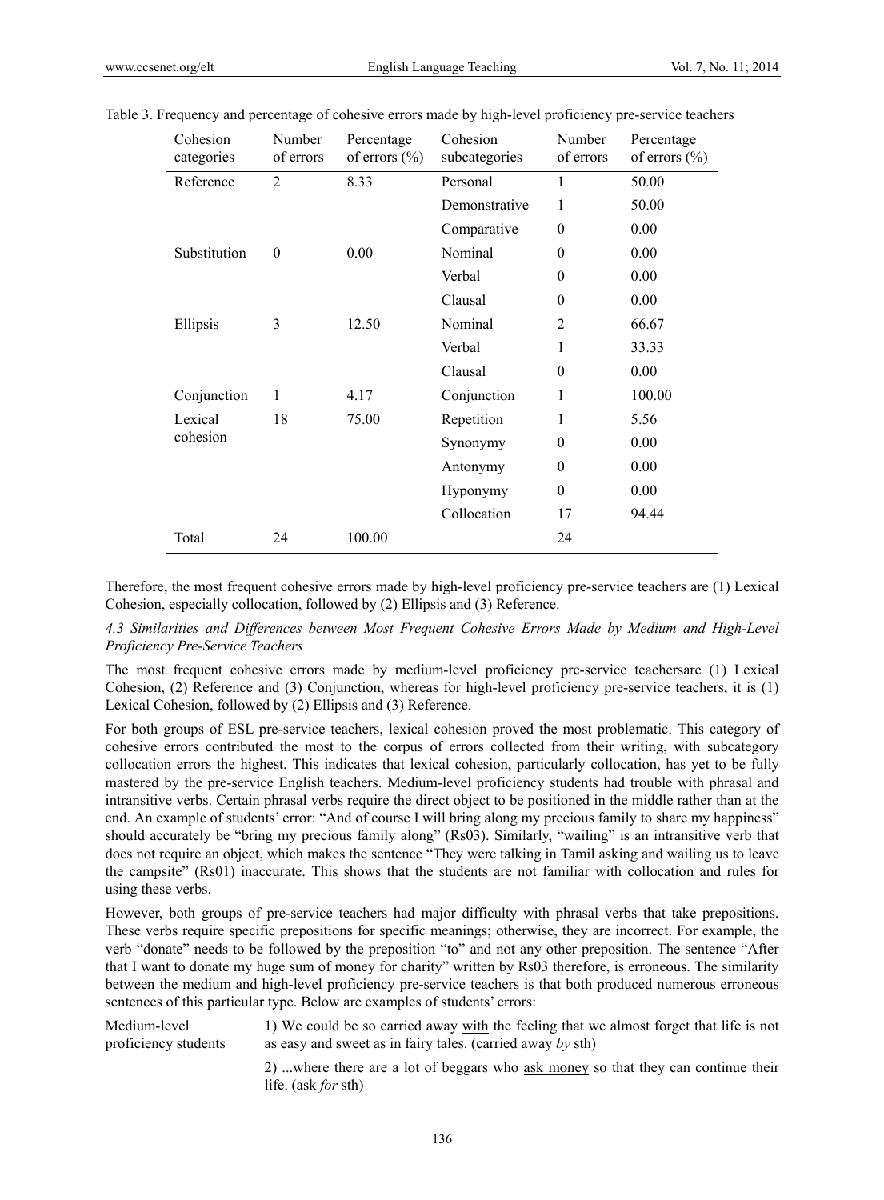Table 3. Frequency and percentage of cohesive errors made by high-level proficiency pre-service teachers

| Cohesion categories | Number of errors | Percentage of errors (%) | Cohesion subcategories | Number of errors | Percentage of errors (%) |
|---|---|---|---|---|---|
| Reference | 2 | 8.33 | Personal | 1 | 50.00 |
| | | | Demonstrative | 1 | 50.00 |
| | | | Comparative | 0 | 0.00 |
| Substitution | 0 | 0.00 | Nominal | 0 | 0.00 |
| | | | Verbal | 0 | 0.00 |
| | | | Clausal | 0 | 0.00 |
| Ellipsis | 3 | 12.50 | Nominal | 2 | 66.67 |
| | | | Verbal | 1 | 33.33 |
| | | | Clausal | 0 | 0.00 |
| Conjunction | 1 | 4.17 | Conjunction | 1 | 100.00 |
| Lexical cohesion | 18 | 75.00 | Repetition | 1 | 5.56 |
| | | | Synonymy | 0 | 0.00 |
| | | | Antonymy | 0 | 0.00 |
| | | | Hyponymy | 0 | 0.00 |
| | | | Collocation | 17 | 94.44 |
| Total | 24 | 100.00 | | 24 | |

Therefore, the most frequent cohesive errors made by high-level proficiency pre-service teachers are (1) Lexical Cohesion, especially collocation, followed by (2) Ellipsis and (3) Reference.

### *4.3 Similarities and Differences between Most Frequent Cohesive Errors Made by Medium and High-Level Proficiency Pre-Service Teachers*

The most frequent cohesive errors made by medium-level proficiency pre-service teachersare (1) Lexical Cohesion, (2) Reference and (3) Conjunction, whereas for high-level proficiency pre-service teachers, it is (1) Lexical Cohesion, followed by (2) Ellipsis and (3) Reference.

For both groups of ESL pre-service teachers, lexical cohesion proved the most problematic. This category of cohesive errors contributed the most to the corpus of errors collected from their writing, with subcategory collocation errors the highest. This indicates that lexical cohesion, particularly collocation, has yet to be fully mastered by the pre-service English teachers. Medium-level proficiency students had trouble with phrasal and intransitive verbs. Certain phrasal verbs require the direct object to be positioned in the middle rather than at the end. An example of students' error: "And of course I will bring along my precious family to share my happiness" should accurately be "bring my precious family along" (Rs03). Similarly, "wailing" is an intransitive verb that does not require an object, which makes the sentence "They were talking in Tamil asking and wailing us to leave the campsite" (Rs01) inaccurate. This shows that the students are not familiar with collocation and rules for using these verbs.

However, both groups of pre-service teachers had major difficulty with phrasal verbs that take prepositions. These verbs require specific prepositions for specific meanings; otherwise, they are incorrect. For example, the verb "donate" needs to be followed by the preposition "to" and not any other preposition. The sentence "After that I want to donate my huge sum of money for charity" written by Rs03 therefore, is erroneous. The similarity between the medium and high-level proficiency pre-service teachers is that both produced numerous erroneous sentences of this particular type. Below are examples of students' errors:

Medium-level proficiency students

1) We could be so carried away <u>with</u> the feeling that we almost forget that life is not as easy and sweet as in fairy tales. (carried away *by* sth)

2) ...where there are a lot of beggars who <u>ask money</u> so that they can continue their life. (ask *for* sth)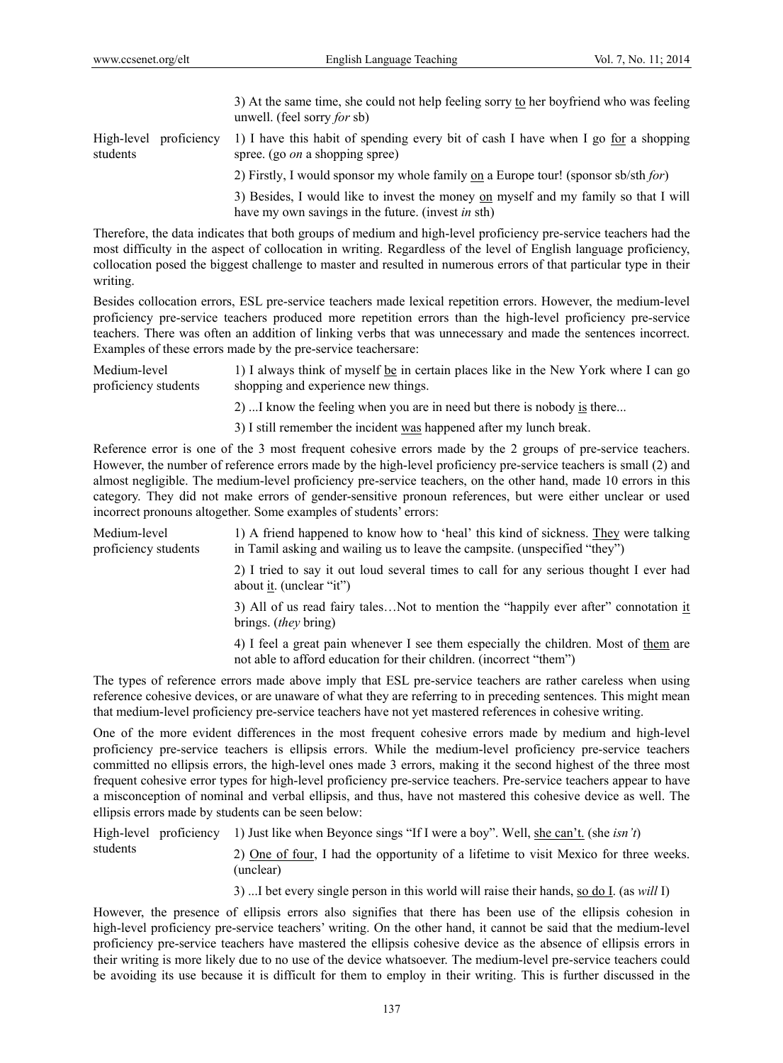| | |
|---|---|
| | 3) At the same time, she could not help feeling sorry <u>to</u> her boyfriend who was feeling unwell. (feel sorry *for* sb) |
| High-level proficiency students | 1) I have this habit of spending every bit of cash I have when I go <u>for</u> a shopping spree. (go *on* a shopping spree) |
| | 2) Firstly, I would sponsor my whole family <u>on</u> a Europe tour! (sponsor sb/sth *for*) |
| | 3) Besides, I would like to invest the money <u>on</u> myself and my family so that I will have my own savings in the future. (invest *in* sth) |

Therefore, the data indicates that both groups of medium and high-level proficiency pre-service teachers had the most difficulty in the aspect of collocation in writing. Regardless of the level of English language proficiency, collocation posed the biggest challenge to master and resulted in numerous errors of that particular type in their writing.

Besides collocation errors, ESL pre-service teachers made lexical repetition errors. However, the medium-level proficiency pre-service teachers produced more repetition errors than the high-level proficiency pre-service teachers. There was often an addition of linking verbs that was unnecessary and made the sentences incorrect. Examples of these errors made by the pre-service teachersare:

| | |
|---|---|
| Medium-level proficiency students | 1) I always think of myself <u>be</u> in certain places like in the New York where I can go shopping and experience new things. |
| | 2) ...I know the feeling when you are in need but there is nobody <u>is</u> there... |
| | 3) I still remember the incident <u>was</u> happened after my lunch break. |

Reference error is one of the 3 most frequent cohesive errors made by the 2 groups of pre-service teachers. However, the number of reference errors made by the high-level proficiency pre-service teachers is small (2) and almost negligible. The medium-level proficiency pre-service teachers, on the other hand, made 10 errors in this category. They did not make errors of gender-sensitive pronoun references, but were either unclear or used incorrect pronouns altogether. Some examples of students' errors:

| | |
|---|---|
| Medium-level proficiency students | 1) A friend happened to know how to 'heal' this kind of sickness. <u>They</u> were talking in Tamil asking and wailing us to leave the campsite. (unspecified "they") |
| | 2) I tried to say it out loud several times to call for any serious thought I ever had about <u>it</u>. (unclear "it") |
| | 3) All of us read fairy tales…Not to mention the "happily ever after" connotation <u>it</u> brings. (*they* bring) |
| | 4) I feel a great pain whenever I see them especially the children. Most of <u>them</u> are not able to afford education for their children. (incorrect "them") |

The types of reference errors made above imply that ESL pre-service teachers are rather careless when using reference cohesive devices, or are unaware of what they are referring to in preceding sentences. This might mean that medium-level proficiency pre-service teachers have not yet mastered references in cohesive writing.

One of the more evident differences in the most frequent cohesive errors made by medium and high-level proficiency pre-service teachers is ellipsis errors. While the medium-level proficiency pre-service teachers committed no ellipsis errors, the high-level ones made 3 errors, making it the second highest of the three most frequent cohesive error types for high-level proficiency pre-service teachers. Pre-service teachers appear to have a misconception of nominal and verbal ellipsis, and thus, have not mastered this cohesive device as well. The ellipsis errors made by students can be seen below:

| | |
|---|---|
| High-level proficiency students | 1) Just like when Beyonce sings "If I were a boy". Well, <u>she can't</u>. (she *isn't*) |
| | 2) <u>One of four</u>, I had the opportunity of a lifetime to visit Mexico for three weeks. (unclear) |
| | 3) ...I bet every single person in this world will raise their hands, <u>so do I</u>. (as *will* I) |

However, the presence of ellipsis errors also signifies that there has been use of the ellipsis cohesion in high-level proficiency pre-service teachers' writing. On the other hand, it cannot be said that the medium-level proficiency pre-service teachers have mastered the ellipsis cohesive device as the absence of ellipsis errors in their writing is more likely due to no use of the device whatsoever. The medium-level pre-service teachers could be avoiding its use because it is difficult for them to employ in their writing. This is further discussed in the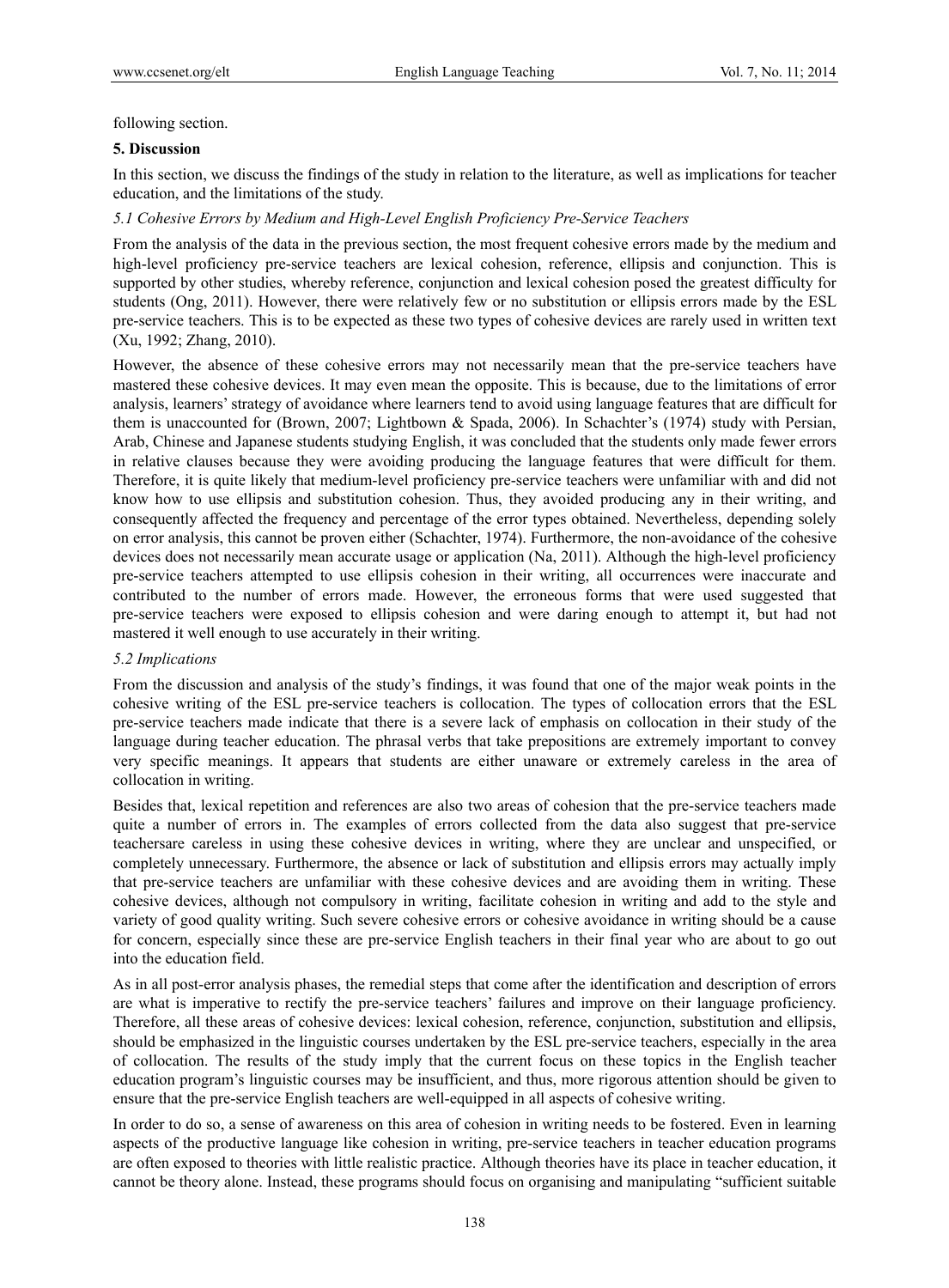following section.

## 5. Discussion

In this section, we discuss the findings of the study in relation to the literature, as well as implications for teacher education, and the limitations of the study.

### *5.1 Cohesive Errors by Medium and High-Level English Proficiency Pre-Service Teachers*

From the analysis of the data in the previous section, the most frequent cohesive errors made by the medium and high-level proficiency pre-service teachers are lexical cohesion, reference, ellipsis and conjunction. This is supported by other studies, whereby reference, conjunction and lexical cohesion posed the greatest difficulty for students (Ong, 2011). However, there were relatively few or no substitution or ellipsis errors made by the ESL pre-service teachers. This is to be expected as these two types of cohesive devices are rarely used in written text (Xu, 1992; Zhang, 2010).

However, the absence of these cohesive errors may not necessarily mean that the pre-service teachers have mastered these cohesive devices. It may even mean the opposite. This is because, due to the limitations of error analysis, learners' strategy of avoidance where learners tend to avoid using language features that are difficult for them is unaccounted for (Brown, 2007; Lightbown & Spada, 2006). In Schachter's (1974) study with Persian, Arab, Chinese and Japanese students studying English, it was concluded that the students only made fewer errors in relative clauses because they were avoiding producing the language features that were difficult for them. Therefore, it is quite likely that medium-level proficiency pre-service teachers were unfamiliar with and did not know how to use ellipsis and substitution cohesion. Thus, they avoided producing any in their writing, and consequently affected the frequency and percentage of the error types obtained. Nevertheless, depending solely on error analysis, this cannot be proven either (Schachter, 1974). Furthermore, the non-avoidance of the cohesive devices does not necessarily mean accurate usage or application (Na, 2011). Although the high-level proficiency pre-service teachers attempted to use ellipsis cohesion in their writing, all occurrences were inaccurate and contributed to the number of errors made. However, the erroneous forms that were used suggested that pre-service teachers were exposed to ellipsis cohesion and were daring enough to attempt it, but had not mastered it well enough to use accurately in their writing.

### *5.2 Implications*

From the discussion and analysis of the study's findings, it was found that one of the major weak points in the cohesive writing of the ESL pre-service teachers is collocation. The types of collocation errors that the ESL pre-service teachers made indicate that there is a severe lack of emphasis on collocation in their study of the language during teacher education. The phrasal verbs that take prepositions are extremely important to convey very specific meanings. It appears that students are either unaware or extremely careless in the area of collocation in writing.

Besides that, lexical repetition and references are also two areas of cohesion that the pre-service teachers made quite a number of errors in. The examples of errors collected from the data also suggest that pre-service teachersare careless in using these cohesive devices in writing, where they are unclear and unspecified, or completely unnecessary. Furthermore, the absence or lack of substitution and ellipsis errors may actually imply that pre-service teachers are unfamiliar with these cohesive devices and are avoiding them in writing. These cohesive devices, although not compulsory in writing, facilitate cohesion in writing and add to the style and variety of good quality writing. Such severe cohesive errors or cohesive avoidance in writing should be a cause for concern, especially since these are pre-service English teachers in their final year who are about to go out into the education field.

As in all post-error analysis phases, the remedial steps that come after the identification and description of errors are what is imperative to rectify the pre-service teachers' failures and improve on their language proficiency. Therefore, all these areas of cohesive devices: lexical cohesion, reference, conjunction, substitution and ellipsis, should be emphasized in the linguistic courses undertaken by the ESL pre-service teachers, especially in the area of collocation. The results of the study imply that the current focus on these topics in the English teacher education program's linguistic courses may be insufficient, and thus, more rigorous attention should be given to ensure that the pre-service English teachers are well-equipped in all aspects of cohesive writing.

In order to do so, a sense of awareness on this area of cohesion in writing needs to be fostered. Even in learning aspects of the productive language like cohesion in writing, pre-service teachers in teacher education programs are often exposed to theories with little realistic practice. Although theories have its place in teacher education, it cannot be theory alone. Instead, these programs should focus on organising and manipulating "sufficient suitable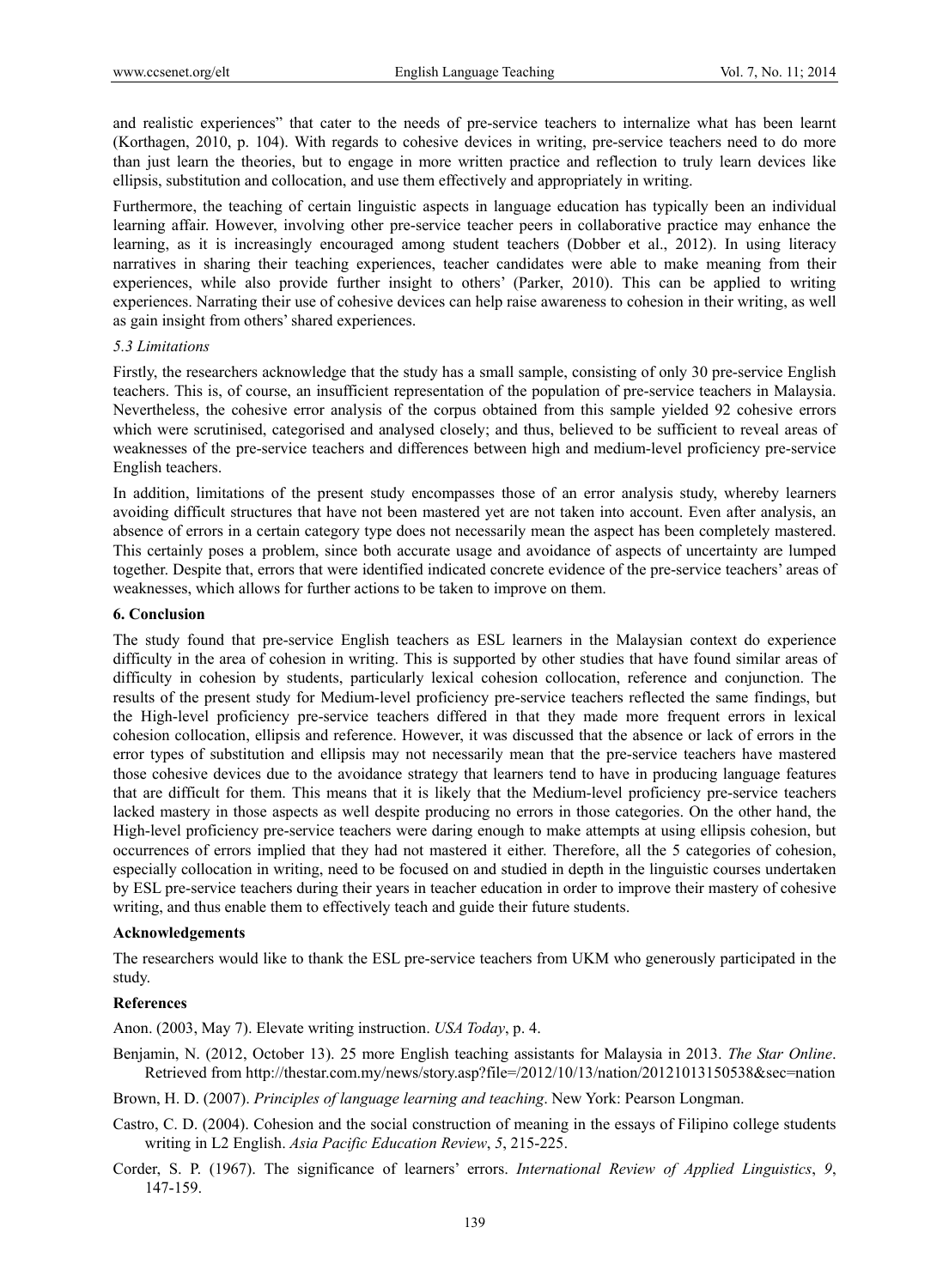and realistic experiences" that cater to the needs of pre-service teachers to internalize what has been learnt (Korthagen, 2010, p. 104). With regards to cohesive devices in writing, pre-service teachers need to do more than just learn the theories, but to engage in more written practice and reflection to truly learn devices like ellipsis, substitution and collocation, and use them effectively and appropriately in writing.

Furthermore, the teaching of certain linguistic aspects in language education has typically been an individual learning affair. However, involving other pre-service teacher peers in collaborative practice may enhance the learning, as it is increasingly encouraged among student teachers (Dobber et al., 2012). In using literacy narratives in sharing their teaching experiences, teacher candidates were able to make meaning from their experiences, while also provide further insight to others' (Parker, 2010). This can be applied to writing experiences. Narrating their use of cohesive devices can help raise awareness to cohesion in their writing, as well as gain insight from others' shared experiences.

### *5.3 Limitations*

Firstly, the researchers acknowledge that the study has a small sample, consisting of only 30 pre-service English teachers. This is, of course, an insufficient representation of the population of pre-service teachers in Malaysia. Nevertheless, the cohesive error analysis of the corpus obtained from this sample yielded 92 cohesive errors which were scrutinised, categorised and analysed closely; and thus, believed to be sufficient to reveal areas of weaknesses of the pre-service teachers and differences between high and medium-level proficiency pre-service English teachers.

In addition, limitations of the present study encompasses those of an error analysis study, whereby learners avoiding difficult structures that have not been mastered yet are not taken into account. Even after analysis, an absence of errors in a certain category type does not necessarily mean the aspect has been completely mastered. This certainly poses a problem, since both accurate usage and avoidance of aspects of uncertainty are lumped together. Despite that, errors that were identified indicated concrete evidence of the pre-service teachers' areas of weaknesses, which allows for further actions to be taken to improve on them.

## **6. Conclusion**

The study found that pre-service English teachers as ESL learners in the Malaysian context do experience difficulty in the area of cohesion in writing. This is supported by other studies that have found similar areas of difficulty in cohesion by students, particularly lexical cohesion collocation, reference and conjunction. The results of the present study for Medium-level proficiency pre-service teachers reflected the same findings, but the High-level proficiency pre-service teachers differed in that they made more frequent errors in lexical cohesion collocation, ellipsis and reference. However, it was discussed that the absence or lack of errors in the error types of substitution and ellipsis may not necessarily mean that the pre-service teachers have mastered those cohesive devices due to the avoidance strategy that learners tend to have in producing language features that are difficult for them. This means that it is likely that the Medium-level proficiency pre-service teachers lacked mastery in those aspects as well despite producing no errors in those categories. On the other hand, the High-level proficiency pre-service teachers were daring enough to make attempts at using ellipsis cohesion, but occurrences of errors implied that they had not mastered it either. Therefore, all the 5 categories of cohesion, especially collocation in writing, need to be focused on and studied in depth in the linguistic courses undertaken by ESL pre-service teachers during their years in teacher education in order to improve their mastery of cohesive writing, and thus enable them to effectively teach and guide their future students.

## **Acknowledgements**

The researchers would like to thank the ESL pre-service teachers from UKM who generously participated in the study.

## **References**

Anon. (2003, May 7). Elevate writing instruction. *USA Today*, p. 4.

Benjamin, N. (2012, October 13). 25 more English teaching assistants for Malaysia in 2013. *The Star Online*. Retrieved from http://thestar.com.my/news/story.asp?file=/2012/10/13/nation/20121013150538&sec=nation

Brown, H. D. (2007). *Principles of language learning and teaching*. New York: Pearson Longman.

Castro, C. D. (2004). Cohesion and the social construction of meaning in the essays of Filipino college students writing in L2 English. *Asia Pacific Education Review*, *5*, 215-225.

Corder, S. P. (1967). The significance of learners' errors. *International Review of Applied Linguistics*, *9*, 147-159.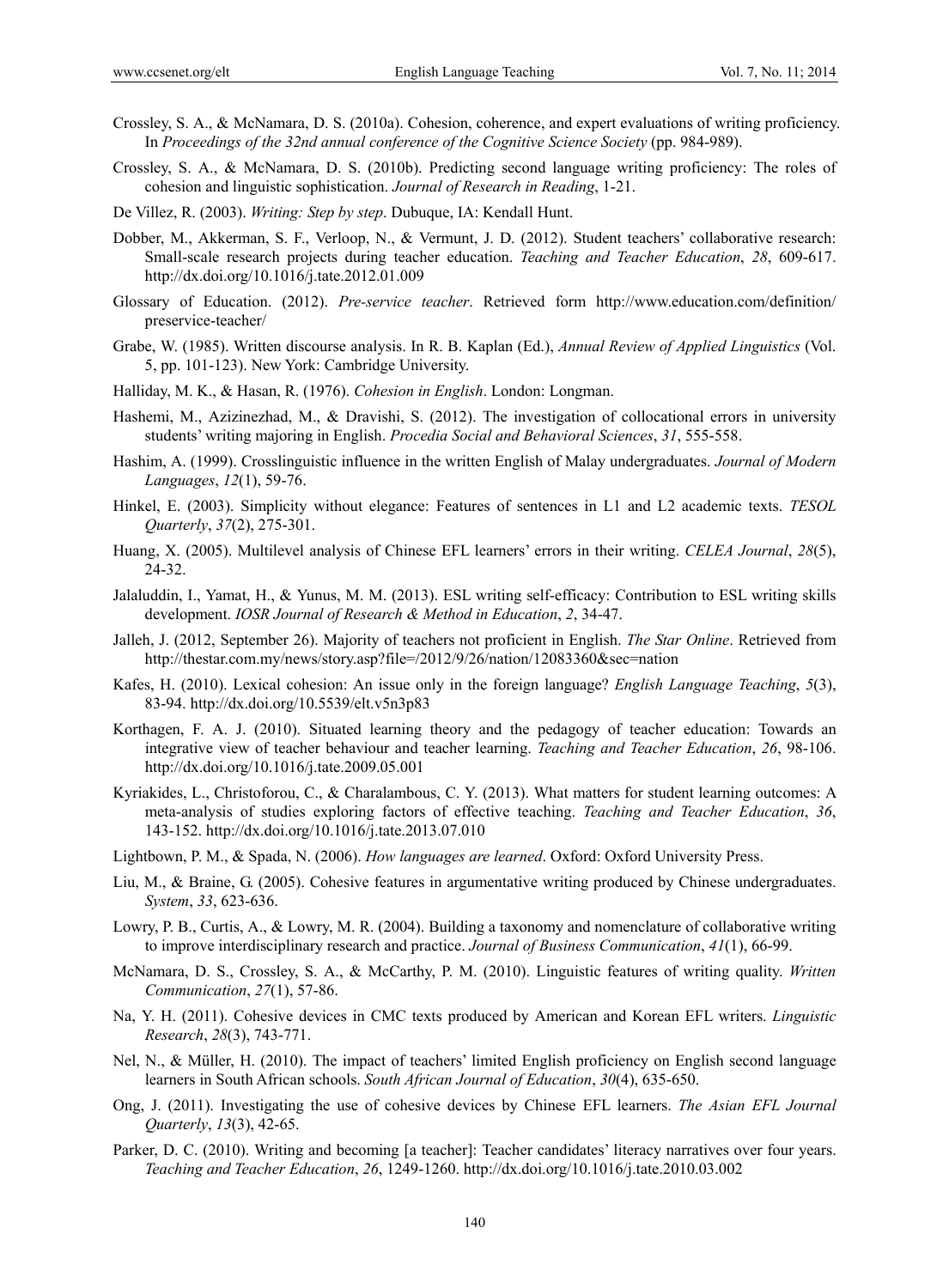Crossley, S. A., & McNamara, D. S. (2010a). Cohesion, coherence, and expert evaluations of writing proficiency. In *Proceedings of the 32nd annual conference of the Cognitive Science Society* (pp. 984-989).

Crossley, S. A., & McNamara, D. S. (2010b). Predicting second language writing proficiency: The roles of cohesion and linguistic sophistication. *Journal of Research in Reading*, 1-21.

De Villez, R. (2003). *Writing: Step by step*. Dubuque, IA: Kendall Hunt.

Dobber, M., Akkerman, S. F., Verloop, N., & Vermunt, J. D. (2012). Student teachers' collaborative research: Small-scale research projects during teacher education. *Teaching and Teacher Education*, *28*, 609-617. http://dx.doi.org/10.1016/j.tate.2012.01.009

Glossary of Education. (2012). *Pre-service teacher*. Retrieved form http://www.education.com/definition/preservice-teacher/

Grabe, W. (1985). Written discourse analysis. In R. B. Kaplan (Ed.), *Annual Review of Applied Linguistics* (Vol. 5, pp. 101-123). New York: Cambridge University.

Halliday, M. K., & Hasan, R. (1976). *Cohesion in English*. London: Longman.

Hashemi, M., Azizinezhad, M., & Dravishi, S. (2012). The investigation of collocational errors in university students' writing majoring in English. *Procedia Social and Behavioral Sciences*, *31*, 555-558.

Hashim, A. (1999). Crosslinguistic influence in the written English of Malay undergraduates. *Journal of Modern Languages*, *12*(1), 59-76.

Hinkel, E. (2003). Simplicity without elegance: Features of sentences in L1 and L2 academic texts. *TESOL Quarterly*, *37*(2), 275-301.

Huang, X. (2005). Multilevel analysis of Chinese EFL learners' errors in their writing. *CELEA Journal*, *28*(5), 24-32.

Jalaluddin, I., Yamat, H., & Yunus, M. M. (2013). ESL writing self-efficacy: Contribution to ESL writing skills development. *IOSR Journal of Research & Method in Education*, *2*, 34-47.

Jalleh, J. (2012, September 26). Majority of teachers not proficient in English. *The Star Online*. Retrieved from http://thestar.com.my/news/story.asp?file=/2012/9/26/nation/12083360&sec=nation

Kafes, H. (2010). Lexical cohesion: An issue only in the foreign language? *English Language Teaching*, *5*(3), 83-94. http://dx.doi.org/10.5539/elt.v5n3p83

Korthagen, F. A. J. (2010). Situated learning theory and the pedagogy of teacher education: Towards an integrative view of teacher behaviour and teacher learning. *Teaching and Teacher Education*, *26*, 98-106. http://dx.doi.org/10.1016/j.tate.2009.05.001

Kyriakides, L., Christoforou, C., & Charalambous, C. Y. (2013). What matters for student learning outcomes: A meta-analysis of studies exploring factors of effective teaching. *Teaching and Teacher Education*, *36*, 143-152. http://dx.doi.org/10.1016/j.tate.2013.07.010

Lightbown, P. M., & Spada, N. (2006). *How languages are learned*. Oxford: Oxford University Press.

Liu, M., & Braine, G. (2005). Cohesive features in argumentative writing produced by Chinese undergraduates. *System*, *33*, 623-636.

Lowry, P. B., Curtis, A., & Lowry, M. R. (2004). Building a taxonomy and nomenclature of collaborative writing to improve interdisciplinary research and practice. *Journal of Business Communication*, *41*(1), 66-99.

McNamara, D. S., Crossley, S. A., & McCarthy, P. M. (2010). Linguistic features of writing quality. *Written Communication*, *27*(1), 57-86.

Na, Y. H. (2011). Cohesive devices in CMC texts produced by American and Korean EFL writers. *Linguistic Research*, *28*(3), 743-771.

Nel, N., & Müller, H. (2010). The impact of teachers' limited English proficiency on English second language learners in South African schools. *South African Journal of Education*, *30*(4), 635-650.

Ong, J. (2011). Investigating the use of cohesive devices by Chinese EFL learners. *The Asian EFL Journal Quarterly*, *13*(3), 42-65.

Parker, D. C. (2010). Writing and becoming [a teacher]: Teacher candidates' literacy narratives over four years. *Teaching and Teacher Education*, *26*, 1249-1260. http://dx.doi.org/10.1016/j.tate.2010.03.002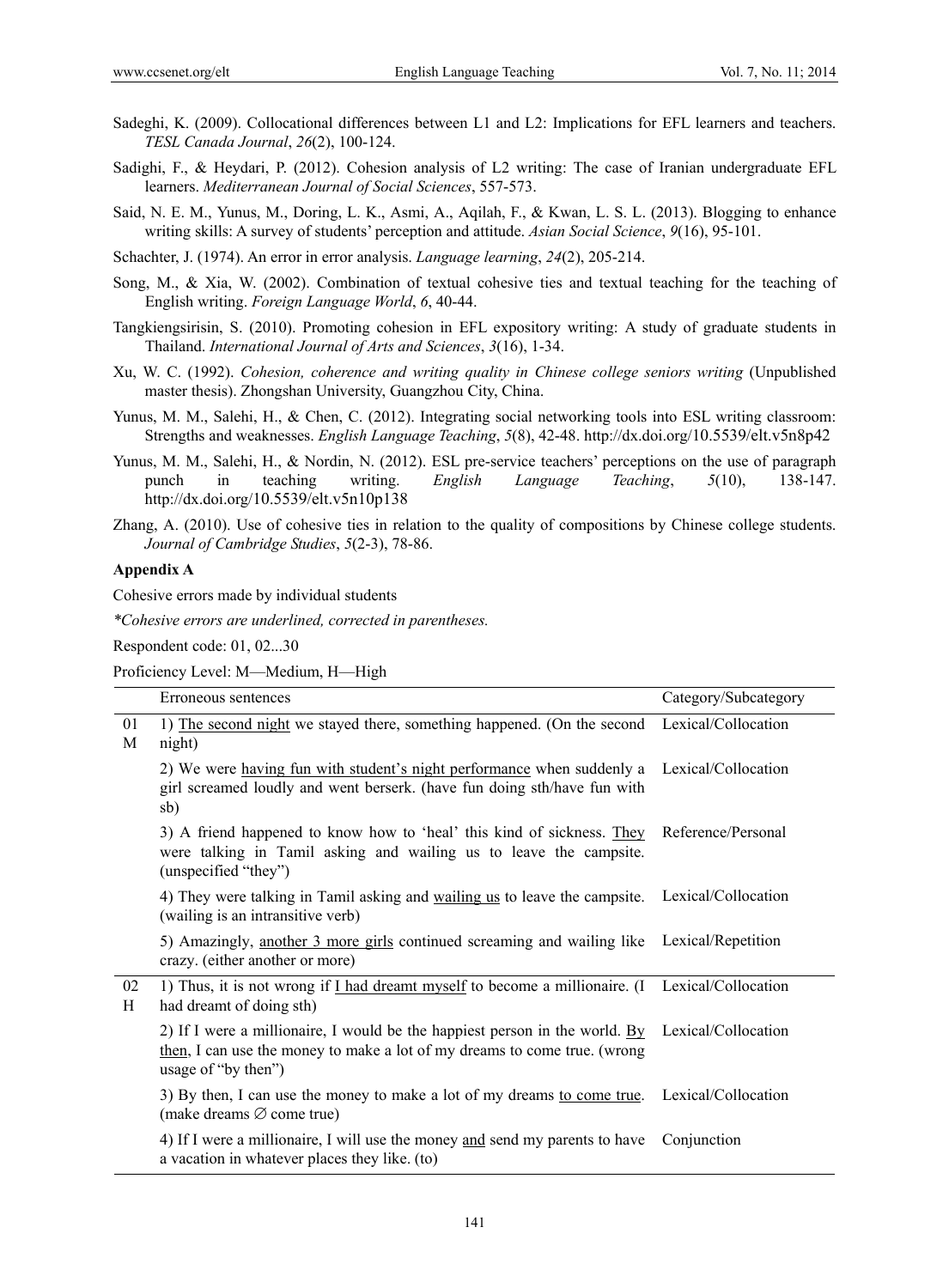Sadeghi, K. (2009). Collocational differences between L1 and L2: Implications for EFL learners and teachers. *TESL Canada Journal*, *26*(2), 100-124.

Sadighi, F., & Heydari, P. (2012). Cohesion analysis of L2 writing: The case of Iranian undergraduate EFL learners. *Mediterranean Journal of Social Sciences*, 557-573.

Said, N. E. M., Yunus, M., Doring, L. K., Asmi, A., Aqilah, F., & Kwan, L. S. L. (2013). Blogging to enhance writing skills: A survey of students' perception and attitude. *Asian Social Science*, *9*(16), 95-101.

Schachter, J. (1974). An error in error analysis. *Language learning*, *24*(2), 205-214.

Song, M., & Xia, W. (2002). Combination of textual cohesive ties and textual teaching for the teaching of English writing. *Foreign Language World*, *6*, 40-44.

Tangkiengsirisin, S. (2010). Promoting cohesion in EFL expository writing: A study of graduate students in Thailand. *International Journal of Arts and Sciences*, *3*(16), 1-34.

Xu, W. C. (1992). *Cohesion, coherence and writing quality in Chinese college seniors writing* (Unpublished master thesis). Zhongshan University, Guangzhou City, China.

Yunus, M. M., Salehi, H., & Chen, C. (2012). Integrating social networking tools into ESL writing classroom: Strengths and weaknesses. *English Language Teaching*, *5*(8), 42-48. http://dx.doi.org/10.5539/elt.v5n8p42

Yunus, M. M., Salehi, H., & Nordin, N. (2012). ESL pre-service teachers' perceptions on the use of paragraph punch in teaching writing. *English Language Teaching*, *5*(10), 138-147. http://dx.doi.org/10.5539/elt.v5n10p138

Zhang, A. (2010). Use of cohesive ties in relation to the quality of compositions by Chinese college students. *Journal of Cambridge Studies*, *5*(2-3), 78-86.

**Appendix A**

Cohesive errors made by individual students

*\*Cohesive errors are underlined, corrected in parentheses.*

Respondent code: 01, 02...30

Proficiency Level: M—Medium, H—High

| | Erroneous sentences | Category/Subcategory |
|---|---|---|
| 01 M | 1) <u>The second night</u> we stayed there, something happened. (On the second night) | Lexical/Collocation |
| | 2) We were <u>having fun with student's night performance</u> when suddenly a girl screamed loudly and went berserk. (have fun doing sth/have fun with sb) | Lexical/Collocation |
| | 3) A friend happened to know how to 'heal' this kind of sickness. <u>They</u> were talking in Tamil asking and wailing us to leave the campsite. (unspecified "they") | Reference/Personal |
| | 4) They were talking in Tamil asking and <u>wailing us</u> to leave the campsite. (wailing is an intransitive verb) | Lexical/Collocation |
| | 5) Amazingly, <u>another 3 more girls</u> continued screaming and wailing like crazy. (either another or more) | Lexical/Repetition |
| 02 H | 1) Thus, it is not wrong if <u>I had dreamt myself</u> to become a millionaire. (I had dreamt of doing sth) | Lexical/Collocation |
| | 2) If I were a millionaire, I would be the happiest person in the world. <u>By then</u>, I can use the money to make a lot of my dreams to come true. (wrong usage of "by then") | Lexical/Collocation |
| | 3) By then, I can use the money to make a lot of my dreams <u>to come true</u>. (make dreams ∅ come true) | Lexical/Collocation |
| | 4) If I were a millionaire, I will use the money <u>and</u> send my parents to have a vacation in whatever places they like. (to) | Conjunction |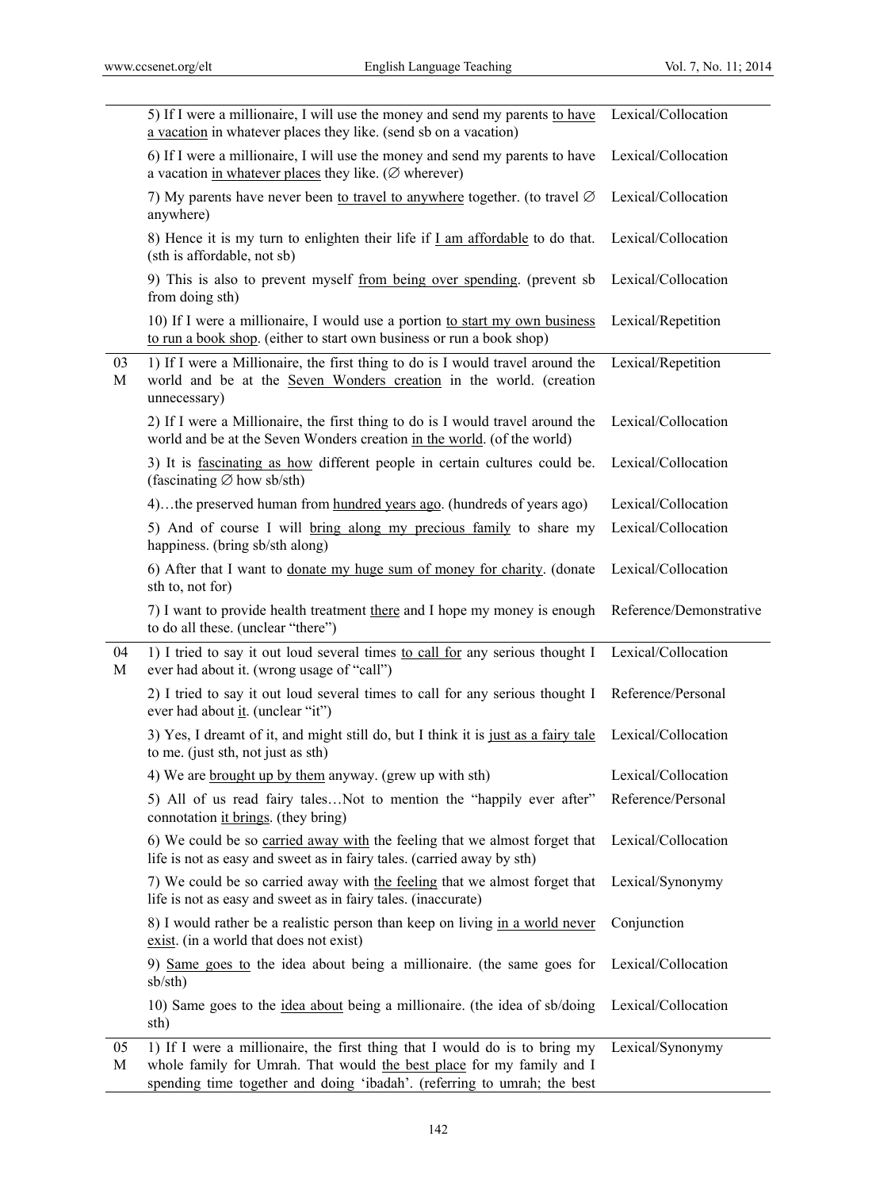| | | |
|---|---|---|
| | 5) If I were a millionaire, I will use the money and send my parents to have a vacation in whatever places they like. (send sb on a vacation) | Lexical/Collocation |
| | 6) If I were a millionaire, I will use the money and send my parents to have a vacation in whatever places they like. (∅ wherever) | Lexical/Collocation |
| | 7) My parents have never been to travel to anywhere together. (to travel ∅ anywhere) | Lexical/Collocation |
| | 8) Hence it is my turn to enlighten their life if I am affordable to do that. (sth is affordable, not sb) | Lexical/Collocation |
| | 9) This is also to prevent myself from being over spending. (prevent sb from doing sth) | Lexical/Collocation |
| | 10) If I were a millionaire, I would use a portion to start my own business to run a book shop. (either to start own business or run a book shop) | Lexical/Repetition |
| 03 M | 1) If I were a Millionaire, the first thing to do is I would travel around the world and be at the Seven Wonders creation in the world. (creation unnecessary) | Lexical/Repetition |
| | 2) If I were a Millionaire, the first thing to do is I would travel around the world and be at the Seven Wonders creation in the world. (of the world) | Lexical/Collocation |
| | 3) It is fascinating as how different people in certain cultures could be. (fascinating ∅ how sb/sth) | Lexical/Collocation |
| | 4)…the preserved human from hundred years ago. (hundreds of years ago) | Lexical/Collocation |
| | 5) And of course I will bring along my precious family to share my happiness. (bring sb/sth along) | Lexical/Collocation |
| | 6) After that I want to donate my huge sum of money for charity. (donate sth to, not for) | Lexical/Collocation |
| | 7) I want to provide health treatment there and I hope my money is enough to do all these. (unclear "there") | Reference/Demonstrative |
| 04 M | 1) I tried to say it out loud several times to call for any serious thought I ever had about it. (wrong usage of "call") | Lexical/Collocation |
| | 2) I tried to say it out loud several times to call for any serious thought I ever had about it. (unclear "it") | Reference/Personal |
| | 3) Yes, I dreamt of it, and might still do, but I think it is just as a fairy tale to me. (just sth, not just as sth) | Lexical/Collocation |
| | 4) We are brought up by them anyway. (grew up with sth) | Lexical/Collocation |
| | 5) All of us read fairy tales…Not to mention the "happily ever after" connotation it brings. (they bring) | Reference/Personal |
| | 6) We could be so carried away with the feeling that we almost forget that life is not as easy and sweet as in fairy tales. (carried away by sth) | Lexical/Collocation |
| | 7) We could be so carried away with the feeling that we almost forget that life is not as easy and sweet as in fairy tales. (inaccurate) | Lexical/Synonymy |
| | 8) I would rather be a realistic person than keep on living in a world never exist. (in a world that does not exist) | Conjunction |
| | 9) Same goes to the idea about being a millionaire. (the same goes for sb/sth) | Lexical/Collocation |
| | 10) Same goes to the idea about being a millionaire. (the idea of sb/doing sth) | Lexical/Collocation |
| 05 M | 1) If I were a millionaire, the first thing that I would do is to bring my whole family for Umrah. That would the best place for my family and I spending time together and doing 'ibadah'. (referring to umrah; the best | Lexical/Synonymy |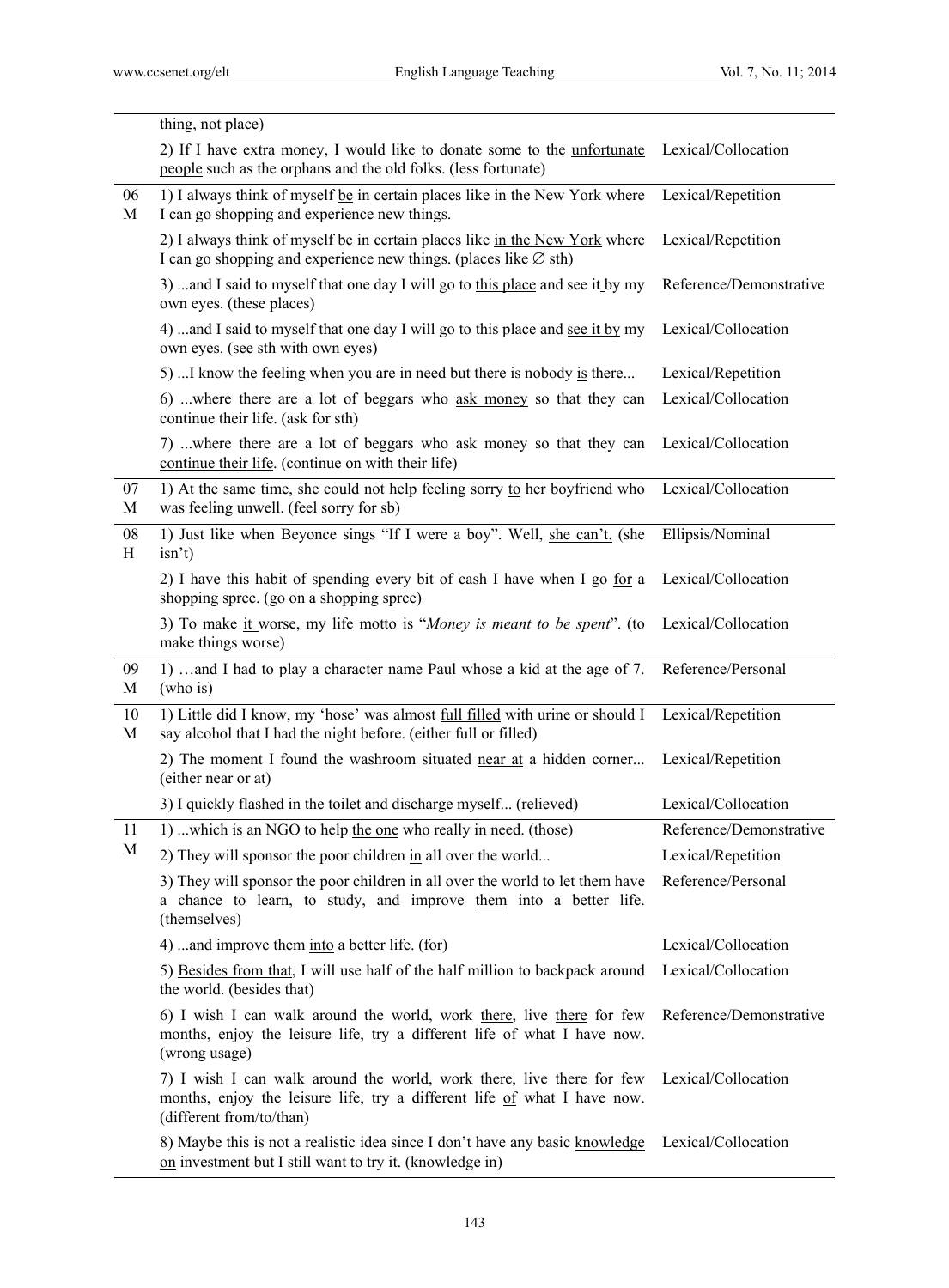| | | |
|---|---|---|
| | thing, not place) | |
| | 2) If I have extra money, I would like to donate some to the unfortunate people such as the orphans and the old folks. (less fortunate) | Lexical/Collocation |
| 06 M | 1) I always think of myself be in certain places like in the New York where I can go shopping and experience new things. | Lexical/Repetition |
| | 2) I always think of myself be in certain places like in the New York where I can go shopping and experience new things. (places like ∅ sth) | Lexical/Repetition |
| | 3) ...and I said to myself that one day I will go to this place and see it by my own eyes. (these places) | Reference/Demonstrative |
| | 4) ...and I said to myself that one day I will go to this place and see it by my own eyes. (see sth with own eyes) | Lexical/Collocation |
| | 5) ...I know the feeling when you are in need but there is nobody is there... | Lexical/Repetition |
| | 6) ...where there are a lot of beggars who ask money so that they can continue their life. (ask for sth) | Lexical/Collocation |
| | 7) ...where there are a lot of beggars who ask money so that they can continue their life. (continue on with their life) | Lexical/Collocation |
| 07 M | 1) At the same time, she could not help feeling sorry to her boyfriend who was feeling unwell. (feel sorry for sb) | Lexical/Collocation |
| 08 H | 1) Just like when Beyonce sings "If I were a boy". Well, she can't. (she isn't) | Ellipsis/Nominal |
| | 2) I have this habit of spending every bit of cash I have when I go for a shopping spree. (go on a shopping spree) | Lexical/Collocation |
| | 3) To make it worse, my life motto is "*Money is meant to be spent*". (to make things worse) | Lexical/Collocation |
| 09 M | 1) …and I had to play a character name Paul whose a kid at the age of 7. (who is) | Reference/Personal |
| 10 M | 1) Little did I know, my 'hose' was almost full filled with urine or should I say alcohol that I had the night before. (either full or filled) | Lexical/Repetition |
| | 2) The moment I found the washroom situated near at a hidden corner... (either near or at) | Lexical/Repetition |
| | 3) I quickly flashed in the toilet and discharge myself... (relieved) | Lexical/Collocation |
| 11 M | 1) ...which is an NGO to help the one who really in need. (those) | Reference/Demonstrative |
| | 2) They will sponsor the poor children in all over the world... | Lexical/Repetition |
| | 3) They will sponsor the poor children in all over the world to let them have a chance to learn, to study, and improve them into a better life. (themselves) | Reference/Personal |
| | 4) ...and improve them into a better life. (for) | Lexical/Collocation |
| | 5) Besides from that, I will use half of the half million to backpack around the world. (besides that) | Lexical/Collocation |
| | 6) I wish I can walk around the world, work there, live there for few months, enjoy the leisure life, try a different life of what I have now. (wrong usage) | Reference/Demonstrative |
| | 7) I wish I can walk around the world, work there, live there for few months, enjoy the leisure life, try a different life of what I have now. (different from/to/than) | Lexical/Collocation |
| | 8) Maybe this is not a realistic idea since I don't have any basic knowledge on investment but I still want to try it. (knowledge in) | Lexical/Collocation |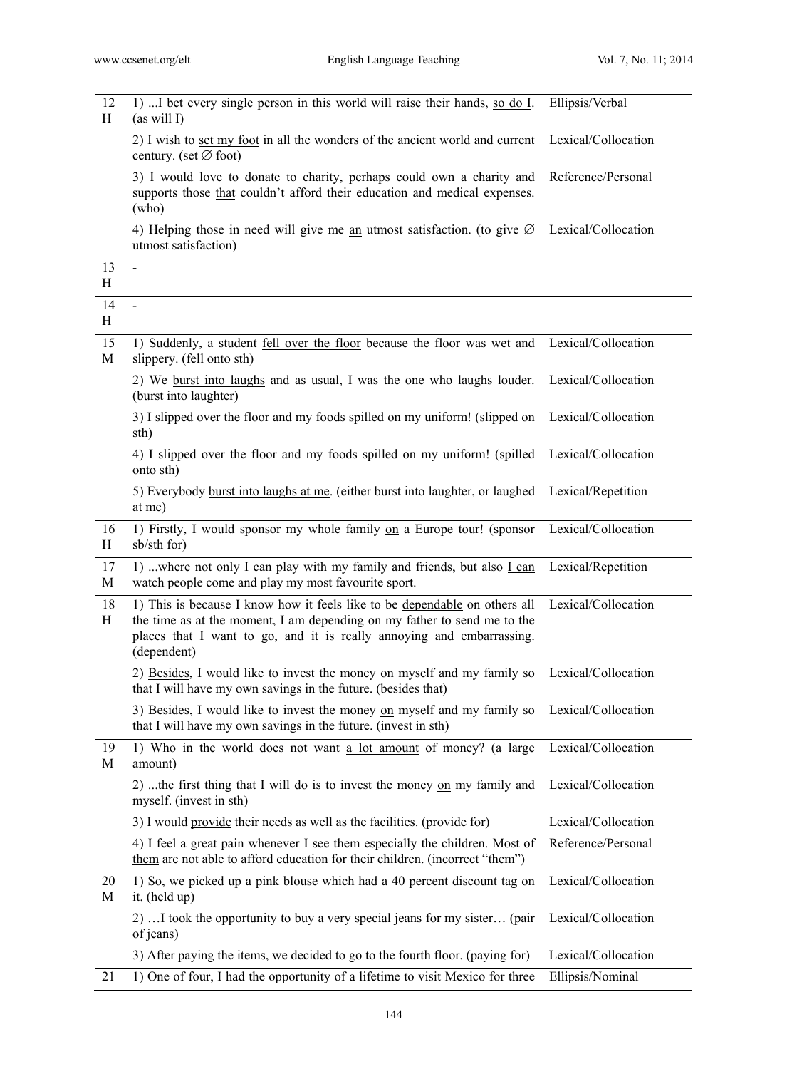| | | |
|---|---|---|
| 12 H | 1) ...I bet every single person in this world will raise their hands, so do I. (as will I) | Ellipsis/Verbal |
| | 2) I wish to set my foot in all the wonders of the ancient world and current century. (set ∅ foot) | Lexical/Collocation |
| | 3) I would love to donate to charity, perhaps could own a charity and supports those that couldn't afford their education and medical expenses. (who) | Reference/Personal |
| | 4) Helping those in need will give me an utmost satisfaction. (to give ∅ utmost satisfaction) | Lexical/Collocation |
| 13 H | - | |
| 14 H | - | |
| 15 M | 1) Suddenly, a student fell over the floor because the floor was wet and slippery. (fell onto sth) | Lexical/Collocation |
| | 2) We burst into laughs and as usual, I was the one who laughs louder. (burst into laughter) | Lexical/Collocation |
| | 3) I slipped over the floor and my foods spilled on my uniform! (slipped on sth) | Lexical/Collocation |
| | 4) I slipped over the floor and my foods spilled on my uniform! (spilled onto sth) | Lexical/Collocation |
| | 5) Everybody burst into laughs at me. (either burst into laughter, or laughed at me) | Lexical/Repetition |
| 16 H | 1) Firstly, I would sponsor my whole family on a Europe tour! (sponsor sb/sth for) | Lexical/Collocation |
| 17 M | 1) ...where not only I can play with my family and friends, but also I can watch people come and play my most favourite sport. | Lexical/Repetition |
| 18 H | 1) This is because I know how it feels like to be dependable on others all the time as at the moment, I am depending on my father to send me to the places that I want to go, and it is really annoying and embarrassing. (dependent) | Lexical/Collocation |
| | 2) Besides, I would like to invest the money on myself and my family so that I will have my own savings in the future. (besides that) | Lexical/Collocation |
| | 3) Besides, I would like to invest the money on myself and my family so that I will have my own savings in the future. (invest in sth) | Lexical/Collocation |
| 19 M | 1) Who in the world does not want a lot amount of money? (a large amount) | Lexical/Collocation |
| | 2) ...the first thing that I will do is to invest the money on my family and myself. (invest in sth) | Lexical/Collocation |
| | 3) I would provide their needs as well as the facilities. (provide for) | Lexical/Collocation |
| | 4) I feel a great pain whenever I see them especially the children. Most of them are not able to afford education for their children. (incorrect "them") | Reference/Personal |
| 20 M | 1) So, we picked up a pink blouse which had a 40 percent discount tag on it. (held up) | Lexical/Collocation |
| | 2) …I took the opportunity to buy a very special jeans for my sister… (pair of jeans) | Lexical/Collocation |
| | 3) After paying the items, we decided to go to the fourth floor. (paying for) | Lexical/Collocation |
| 21 | 1) One of four, I had the opportunity of a lifetime to visit Mexico for three | Ellipsis/Nominal |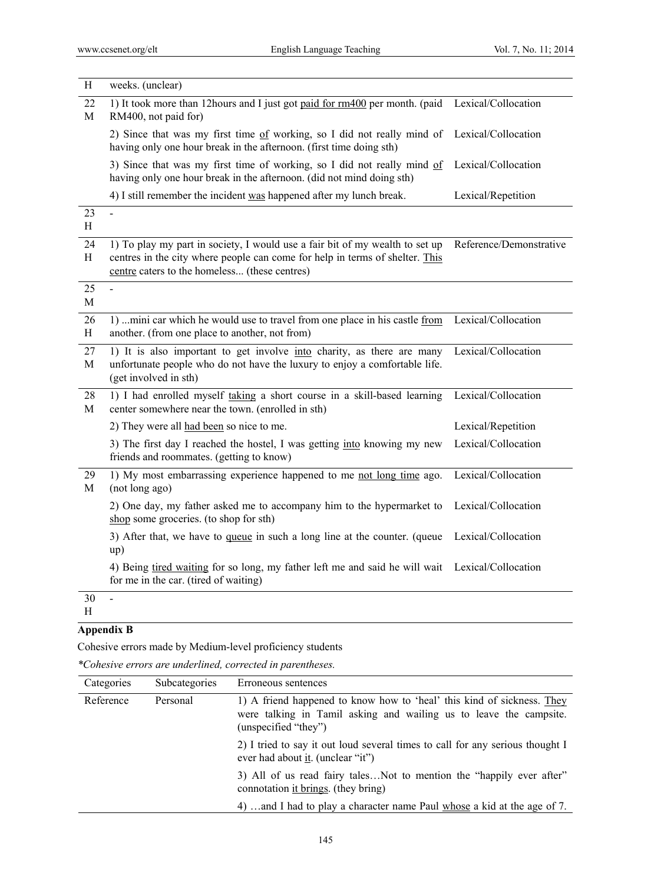| | | |
|---|---|---|
| H | weeks. (unclear) | |
| 22 M | 1) It took more than 12hours and I just got paid for rm400 per month. (paid RM400, not paid for) | Lexical/Collocation |
| | 2) Since that was my first time of working, so I did not really mind of having only one hour break in the afternoon. (first time doing sth) | Lexical/Collocation |
| | 3) Since that was my first time of working, so I did not really mind of having only one hour break in the afternoon. (did not mind doing sth) | Lexical/Collocation |
| | 4) I still remember the incident was happened after my lunch break. | Lexical/Repetition |
| 23 H | - | |
| 24 H | 1) To play my part in society, I would use a fair bit of my wealth to set up centres in the city where people can come for help in terms of shelter. This centre caters to the homeless... (these centres) | Reference/Demonstrative |
| 25 M | - | |
| 26 H | 1) ...mini car which he would use to travel from one place in his castle from another. (from one place to another, not from) | Lexical/Collocation |
| 27 M | 1) It is also important to get involve into charity, as there are many unfortunate people who do not have the luxury to enjoy a comfortable life. (get involved in sth) | Lexical/Collocation |
| 28 M | 1) I had enrolled myself taking a short course in a skill-based learning center somewhere near the town. (enrolled in sth) | Lexical/Collocation |
| | 2) They were all had been so nice to me. | Lexical/Repetition |
| | 3) The first day I reached the hostel, I was getting into knowing my new friends and roommates. (getting to know) | Lexical/Collocation |
| 29 M | 1) My most embarrassing experience happened to me not long time ago. (not long ago) | Lexical/Collocation |
| | 2) One day, my father asked me to accompany him to the hypermarket to shop some groceries. (to shop for sth) | Lexical/Collocation |
| | 3) After that, we have to queue in such a long line at the counter. (queue up) | Lexical/Collocation |
| | 4) Being tired waiting for so long, my father left me and said he will wait for me in the car. (tired of waiting) | Lexical/Collocation |
| 30 H | - | |

**Appendix B**

Cohesive errors made by Medium-level proficiency students

*\*Cohesive errors are underlined, corrected in parentheses.*

| Categories | Subcategories | Erroneous sentences |
|---|---|---|
| Reference | Personal | 1) A friend happened to know how to 'heal' this kind of sickness. They were talking in Tamil asking and wailing us to leave the campsite. (unspecified "they") |
| | | 2) I tried to say it out loud several times to call for any serious thought I ever had about it. (unclear "it") |
| | | 3) All of us read fairy tales…Not to mention the "happily ever after" connotation it brings. (they bring) |
| | | 4) …and I had to play a character name Paul whose a kid at the age of 7. |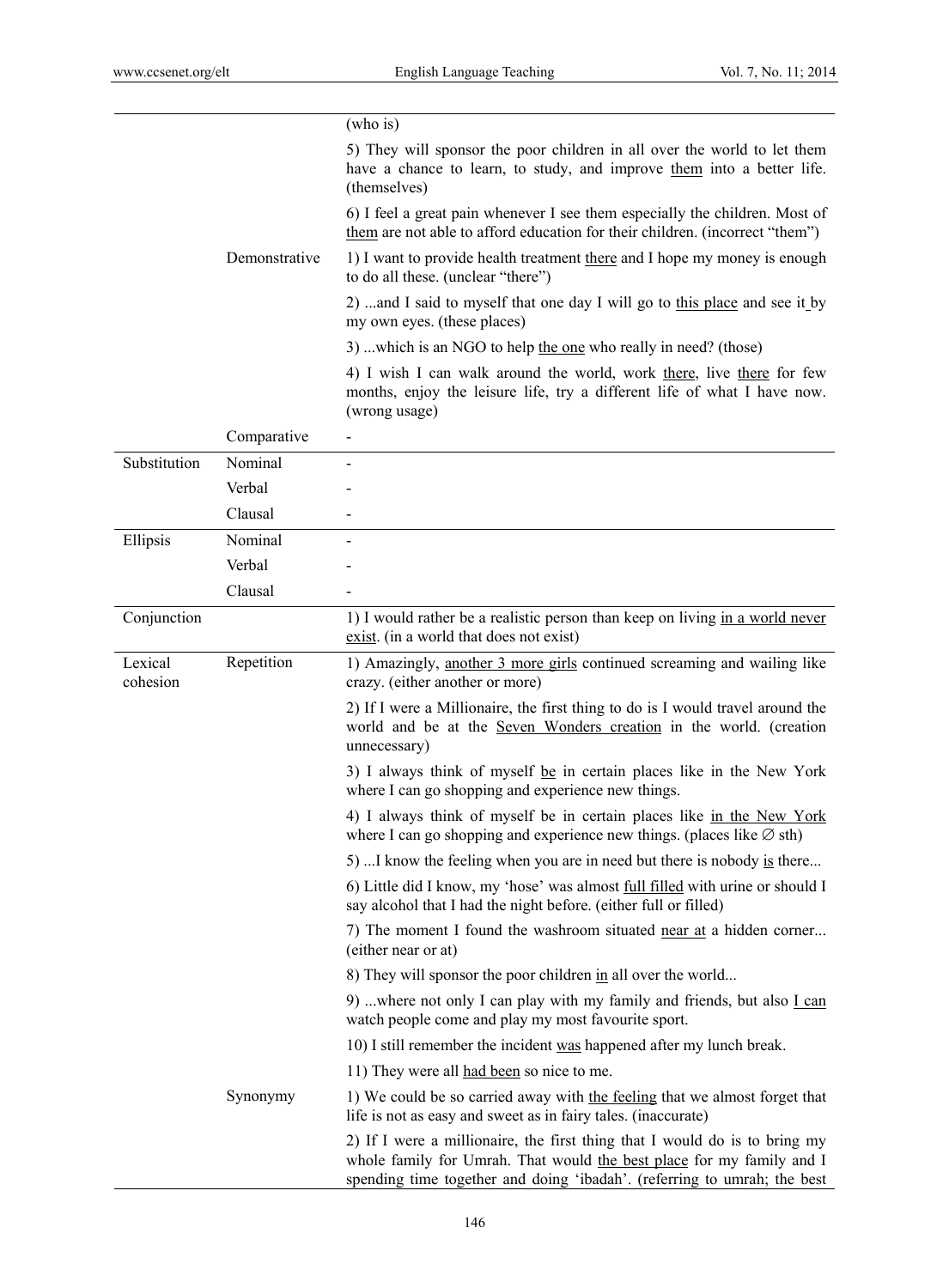| | | |
|---|---|---|
| | | (who is) |
| | | 5) They will sponsor the poor children in all over the world to let them have a chance to learn, to study, and improve them into a better life. (themselves) |
| | | 6) I feel a great pain whenever I see them especially the children. Most of them are not able to afford education for their children. (incorrect "them") |
| | Demonstrative | 1) I want to provide health treatment there and I hope my money is enough to do all these. (unclear "there") |
| | | 2) ...and I said to myself that one day I will go to this place and see it by my own eyes. (these places) |
| | | 3) ...which is an NGO to help the one who really in need? (those) |
| | | 4) I wish I can walk around the world, work there, live there for few months, enjoy the leisure life, try a different life of what I have now. (wrong usage) |
| | Comparative | - |
| Substitution | Nominal | - |
| | Verbal | - |
| | Clausal | - |
| Ellipsis | Nominal | - |
| | Verbal | - |
| | Clausal | - |
| Conjunction | | 1) I would rather be a realistic person than keep on living in a world never exist. (in a world that does not exist) |
| Lexical cohesion | Repetition | 1) Amazingly, another 3 more girls continued screaming and wailing like crazy. (either another or more) |
| | | 2) If I were a Millionaire, the first thing to do is I would travel around the world and be at the Seven Wonders creation in the world. (creation unnecessary) |
| | | 3) I always think of myself be in certain places like in the New York where I can go shopping and experience new things. |
| | | 4) I always think of myself be in certain places like in the New York where I can go shopping and experience new things. (places like ∅ sth) |
| | | 5) ...I know the feeling when you are in need but there is nobody is there... |
| | | 6) Little did I know, my 'hose' was almost full filled with urine or should I say alcohol that I had the night before. (either full or filled) |
| | | 7) The moment I found the washroom situated near at a hidden corner... (either near or at) |
| | | 8) They will sponsor the poor children in all over the world... |
| | | 9) ...where not only I can play with my family and friends, but also I can watch people come and play my most favourite sport. |
| | | 10) I still remember the incident was happened after my lunch break. |
| | | 11) They were all had been so nice to me. |
| | Synonymy | 1) We could be so carried away with the feeling that we almost forget that life is not as easy and sweet as in fairy tales. (inaccurate) |
| | | 2) If I were a millionaire, the first thing that I would do is to bring my whole family for Umrah. That would the best place for my family and I spending time together and doing 'ibadah'. (referring to umrah; the best |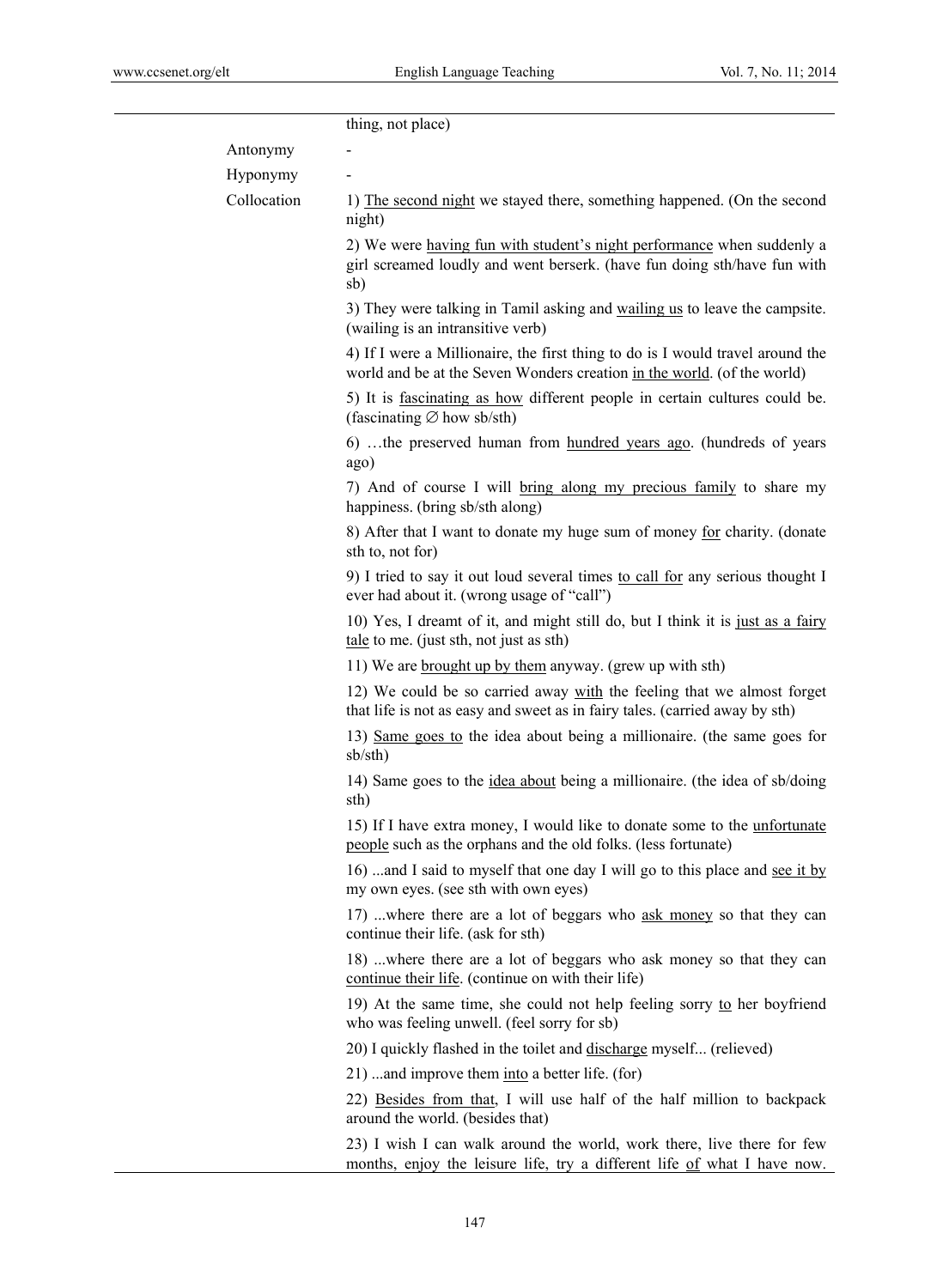| | |
|---|---|
| | thing, not place) |
| Antonymy | - |
| Hyponymy | - |
| Collocation | 1) <u>The second night</u> we stayed there, something happened. (On the second night) |
| | 2) We were <u>having fun with student's night performance</u> when suddenly a girl screamed loudly and went berserk. (have fun doing sth/have fun with sb) |
| | 3) They were talking in Tamil asking and <u>wailing us</u> to leave the campsite. (wailing is an intransitive verb) |
| | 4) If I were a Millionaire, the first thing to do is I would travel around the world and be at the Seven Wonders creation <u>in the world</u>. (of the world) |
| | 5) It is <u>fascinating as how</u> different people in certain cultures could be. (fascinating ∅ how sb/sth) |
| | 6) …the preserved human from <u>hundred years ago</u>. (hundreds of years ago) |
| | 7) And of course I will <u>bring along my precious family</u> to share my happiness. (bring sb/sth along) |
| | 8) After that I want to donate my huge sum of money <u>for</u> charity. (donate sth to, not for) |
| | 9) I tried to say it out loud several times <u>to call for</u> any serious thought I ever had about it. (wrong usage of "call") |
| | 10) Yes, I dreamt of it, and might still do, but I think it is <u>just as a fairy tale</u> to me. (just sth, not just as sth) |
| | 11) We are <u>brought up by them</u> anyway. (grew up with sth) |
| | 12) We could be so carried away <u>with</u> the feeling that we almost forget that life is not as easy and sweet as in fairy tales. (carried away by sth) |
| | 13) <u>Same goes to</u> the idea about being a millionaire. (the same goes for sb/sth) |
| | 14) Same goes to the <u>idea about</u> being a millionaire. (the idea of sb/doing sth) |
| | 15) If I have extra money, I would like to donate some to the <u>unfortunate people</u> such as the orphans and the old folks. (less fortunate) |
| | 16) ...and I said to myself that one day I will go to this place and <u>see it by</u> my own eyes. (see sth with own eyes) |
| | 17) ...where there are a lot of beggars who <u>ask money</u> so that they can continue their life. (ask for sth) |
| | 18) ...where there are a lot of beggars who ask money so that they can <u>continue their life</u>. (continue on with their life) |
| | 19) At the same time, she could not help feeling sorry <u>to</u> her boyfriend who was feeling unwell. (feel sorry for sb) |
| | 20) I quickly flashed in the toilet and <u>discharge</u> myself... (relieved) |
| | 21) ...and improve them <u>into</u> a better life. (for) |
| | 22) <u>Besides from that</u>, I will use half of the half million to backpack around the world. (besides that) |
| | 23) I wish I can walk around the world, work there, live there for few months, enjoy the leisure life, try a different life <u>of</u> what I have now. |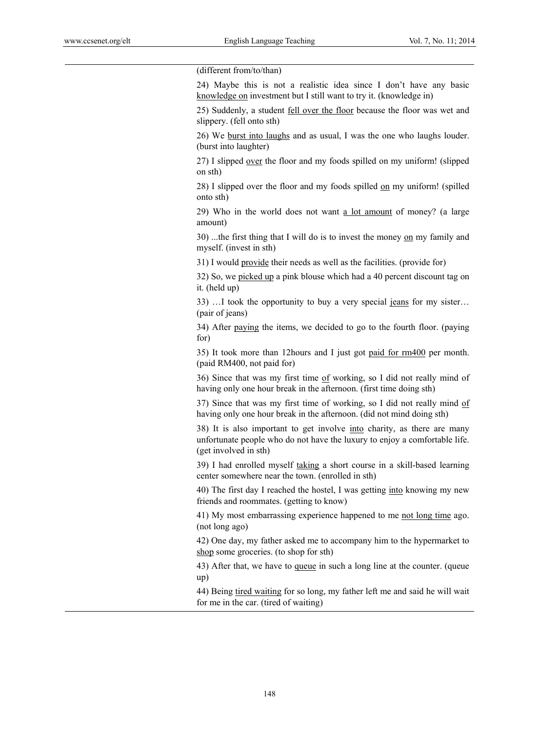(different from/to/than)

24) Maybe this is not a realistic idea since I don't have any basic <u>knowledge on</u> investment but I still want to try it. (knowledge in)

25) Suddenly, a student <u>fell over the floor</u> because the floor was wet and slippery. (fell onto sth)

26) We <u>burst into laughs</u> and as usual, I was the one who laughs louder. (burst into laughter)

27) I slipped <u>over</u> the floor and my foods spilled on my uniform! (slipped on sth)

28) I slipped over the floor and my foods spilled <u>on</u> my uniform! (spilled onto sth)

29) Who in the world does not want <u>a lot amount</u> of money? (a large amount)

30) ...the first thing that I will do is to invest the money <u>on</u> my family and myself. (invest in sth)

31) I would <u>provide</u> their needs as well as the facilities. (provide for)

32) So, we <u>picked up</u> a pink blouse which had a 40 percent discount tag on it. (held up)

33) …I took the opportunity to buy a very special <u>jeans</u> for my sister… (pair of jeans)

34) After <u>paying</u> the items, we decided to go to the fourth floor. (paying for)

35) It took more than 12hours and I just got <u>paid for rm400</u> per month. (paid RM400, not paid for)

36) Since that was my first time <u>of</u> working, so I did not really mind of having only one hour break in the afternoon. (first time doing sth)

37) Since that was my first time of working, so I did not really mind <u>of</u> having only one hour break in the afternoon. (did not mind doing sth)

38) It is also important to get involve <u>into</u> charity, as there are many unfortunate people who do not have the luxury to enjoy a comfortable life. (get involved in sth)

39) I had enrolled myself <u>taking</u> a short course in a skill-based learning center somewhere near the town. (enrolled in sth)

40) The first day I reached the hostel, I was getting <u>into</u> knowing my new friends and roommates. (getting to know)

41) My most embarrassing experience happened to me <u>not long time</u> ago. (not long ago)

42) One day, my father asked me to accompany him to the hypermarket to <u>shop</u> some groceries. (to shop for sth)

43) After that, we have to <u>queue</u> in such a long line at the counter. (queue up)

44) Being <u>tired waiting</u> for so long, my father left me and said he will wait for me in the car. (tired of waiting)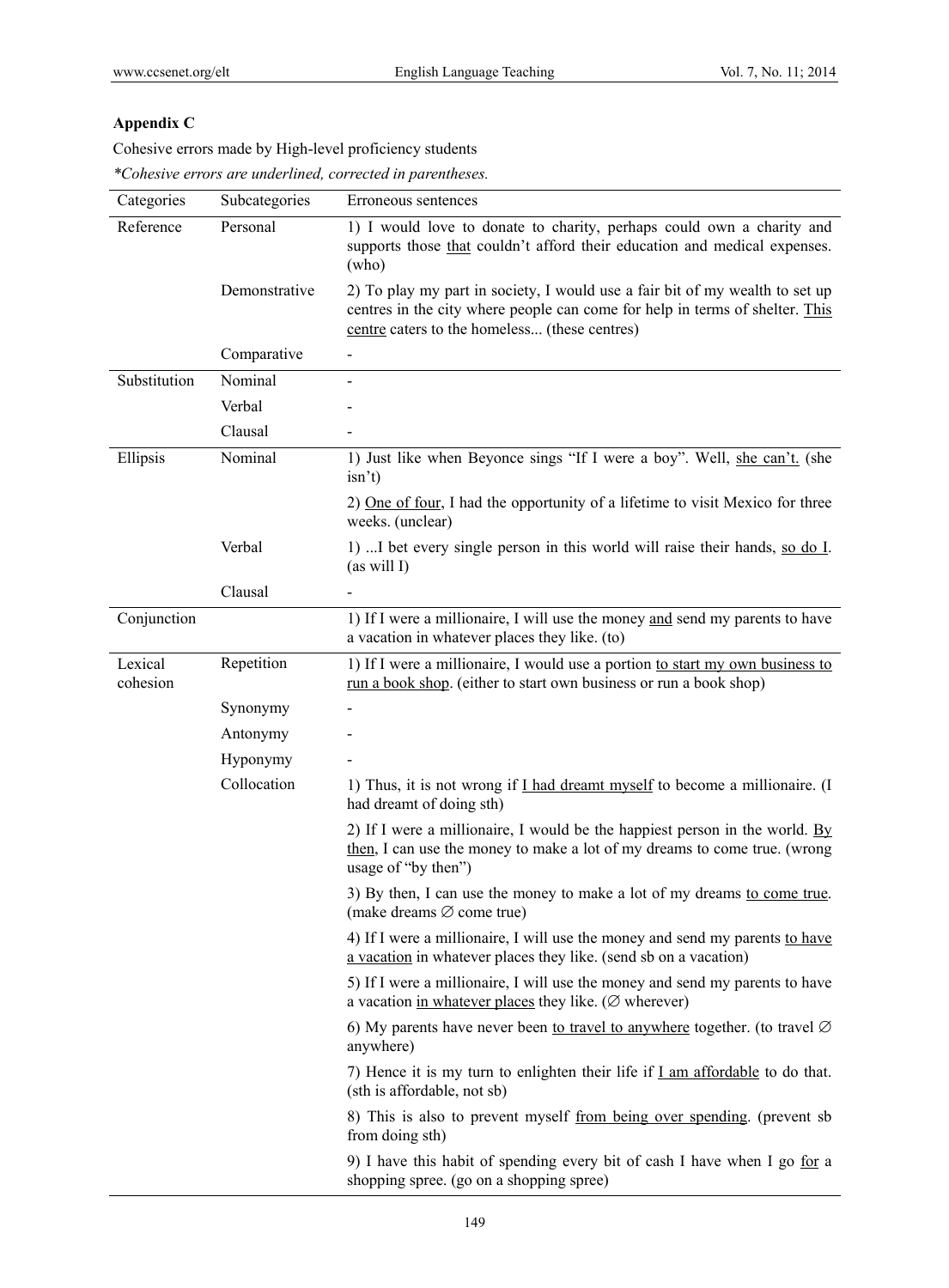**Appendix C**

Cohesive errors made by High-level proficiency students

*\*Cohesive errors are underlined, corrected in parentheses.*

| Categories | Subcategories | Erroneous sentences |
|---|---|---|
| Reference | Personal | 1) I would love to donate to charity, perhaps could own a charity and supports those <u>that</u> couldn't afford their education and medical expenses. (who) |
| | Demonstrative | 2) To play my part in society, I would use a fair bit of my wealth to set up centres in the city where people can come for help in terms of shelter. <u>This centre</u> caters to the homeless... (these centres) |
| | Comparative | - |
| Substitution | Nominal | - |
| | Verbal | - |
| | Clausal | - |
| Ellipsis | Nominal | 1) Just like when Beyonce sings "If I were a boy". Well, <u>she can't.</u> (she isn't) |
| | | 2) <u>One of four</u>, I had the opportunity of a lifetime to visit Mexico for three weeks. (unclear) |
| | Verbal | 1) ...I bet every single person in this world will raise their hands, <u>so do I</u>. (as will I) |
| | Clausal | - |
| Conjunction | | 1) If I were a millionaire, I will use the money <u>and</u> send my parents to have a vacation in whatever places they like. (to) |
| Lexical cohesion | Repetition | 1) If I were a millionaire, I would use a portion <u>to start my own business to run a book shop</u>. (either to start own business or run a book shop) |
| | Synonymy | - |
| | Antonymy | - |
| | Hyponymy | - |
| | Collocation | 1) Thus, it is not wrong if <u>I had dreamt myself</u> to become a millionaire. (I had dreamt of doing sth) |
| | | 2) If I were a millionaire, I would be the happiest person in the world. <u>By then</u>, I can use the money to make a lot of my dreams to come true. (wrong usage of "by then") |
| | | 3) By then, I can use the money to make a lot of my dreams <u>to come true</u>. (make dreams ∅ come true) |
| | | 4) If I were a millionaire, I will use the money and send my parents <u>to have a vacation</u> in whatever places they like. (send sb on a vacation) |
| | | 5) If I were a millionaire, I will use the money and send my parents to have a vacation <u>in whatever places</u> they like. (∅ wherever) |
| | | 6) My parents have never been <u>to travel to anywhere</u> together. (to travel ∅ anywhere) |
| | | 7) Hence it is my turn to enlighten their life if <u>I am affordable</u> to do that. (sth is affordable, not sb) |
| | | 8) This is also to prevent myself <u>from being over spending</u>. (prevent sb from doing sth) |
| | | 9) I have this habit of spending every bit of cash I have when I go <u>for</u> a shopping spree. (go on a shopping spree) |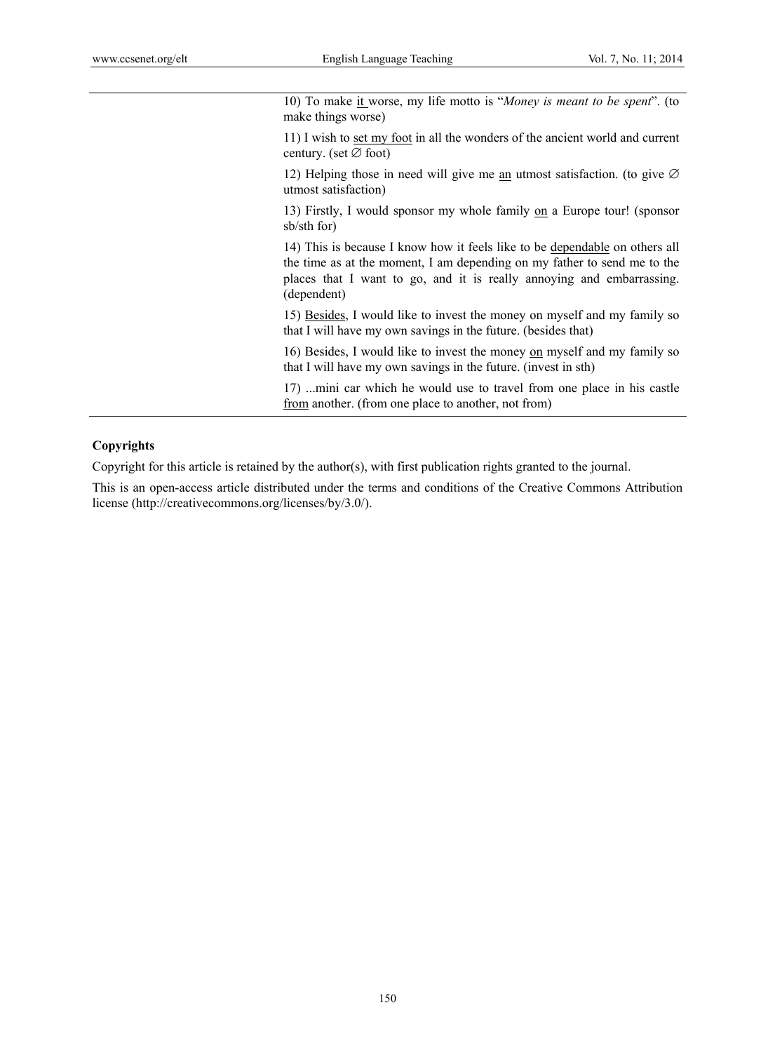| | |
|---|---|
| | 10) To make <u>it</u> worse, my life motto is "*Money is meant to be spent*". (to make things worse) |
| | 11) I wish to <u>set my foot</u> in all the wonders of the ancient world and current century. (set ∅ foot) |
| | 12) Helping those in need will give me <u>an</u> utmost satisfaction. (to give ∅ utmost satisfaction) |
| | 13) Firstly, I would sponsor my whole family <u>on</u> a Europe tour! (sponsor sb/sth for) |
| | 14) This is because I know how it feels like to be <u>dependable</u> on others all the time as at the moment, I am depending on my father to send me to the places that I want to go, and it is really annoying and embarrassing. (dependent) |
| | 15) <u>Besides</u>, I would like to invest the money on myself and my family so that I will have my own savings in the future. (besides that) |
| | 16) Besides, I would like to invest the money <u>on</u> myself and my family so that I will have my own savings in the future. (invest in sth) |
| | 17) ...mini car which he would use to travel from one place in his castle <u>from</u> another. (from one place to another, not from) |

**Copyrights**

Copyright for this article is retained by the author(s), with first publication rights granted to the journal.

This is an open-access article distributed under the terms and conditions of the Creative Commons Attribution license (http://creativecommons.org/licenses/by/3.0/).